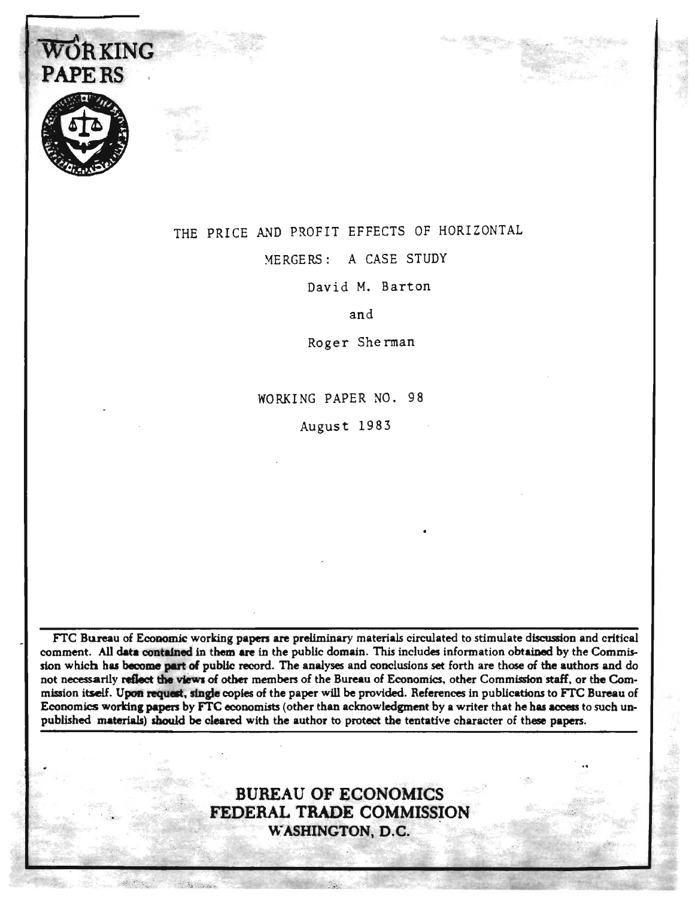# WORKING PAPERS

## THE PRICE AND PROFIT EFFECTS OF HORIZONTAL MERGERS: A CASE STUDY

David M. Barton

and

Roger Sherman

WORKING PAPER NO. 98

August 1983

FTC Bureau of Economic working papers are preliminary materials circulated to stimulate discussion and critical comment. All data contained in them are in the public domain. This includes information obtained by the Commission which has become part of public record. The analyses and conclusions set forth are those of the authors and do not necessarily reflect the views of other members of the Bureau of Economics, other Commission staff, or the Commission itself. Upon request, single copies of the paper will be provided. References in publications to FTC Bureau of Economics working papers by FTC economists (other than acknowledgment by a writer that he has access to such unpublished materials) should be cleared with the author to protect the tentative character of these papers.

**BUREAU OF ECONOMICS**
**FEDERAL TRADE COMMISSION**
**WASHINGTON, D.C.**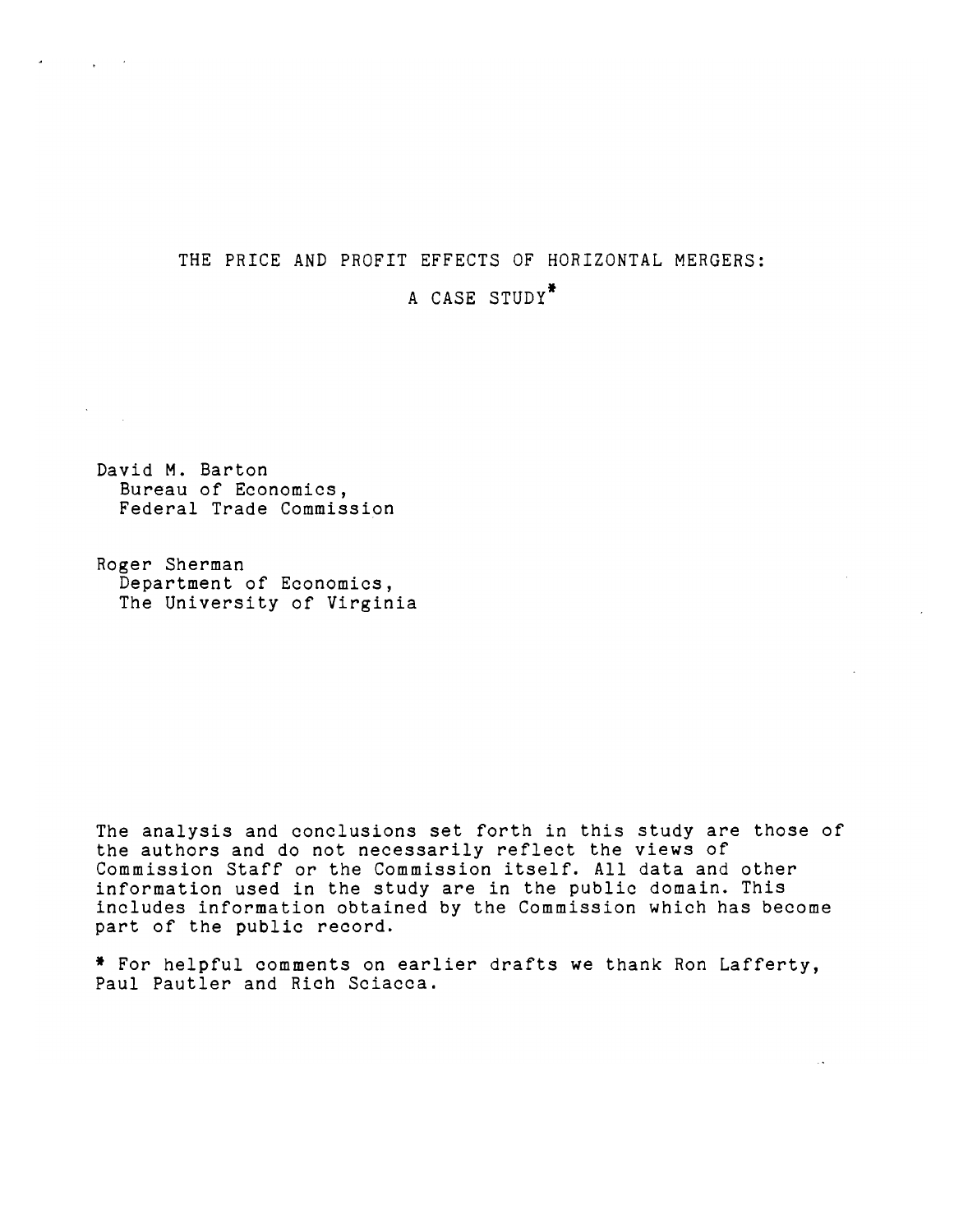# THE PRICE AND PROFIT EFFECTS OF HORIZONTAL MERGERS:

## A CASE STUDY*

David M. Barton
Bureau of Economics,
Federal Trade Commission

Roger Sherman
Department of Economics,
The University of Virginia

The analysis and conclusions set forth in this study are those of the authors and do not necessarily reflect the views of Commission Staff or the Commission itself. All data and other information used in the study are in the public domain. This includes information obtained by the Commission which has become part of the public record.

\* For helpful comments on earlier drafts we thank Ron Lafferty, Paul Pautler and Rich Sciacca.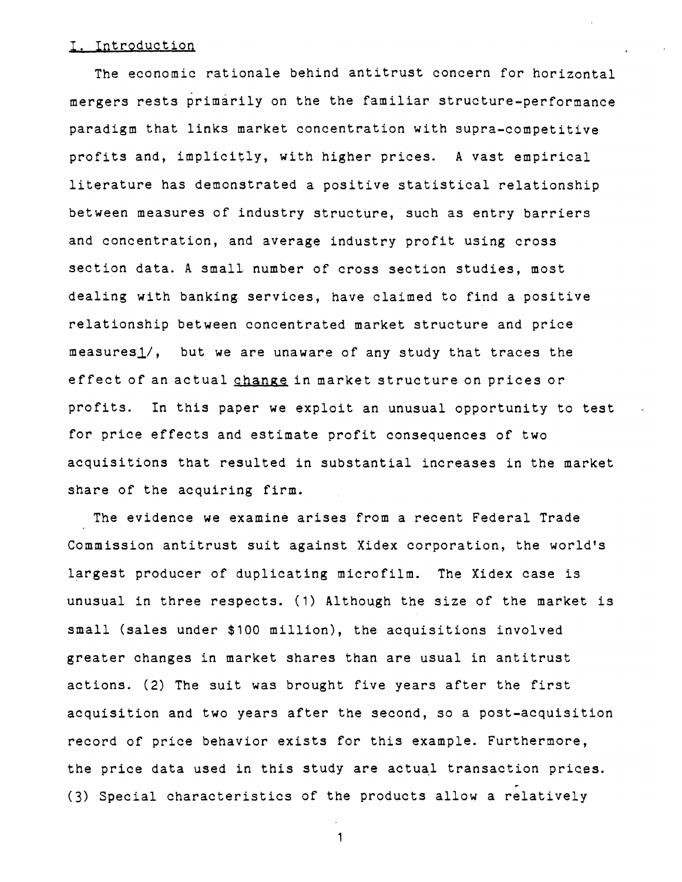## I. Introduction

The economic rationale behind antitrust concern for horizontal mergers rests primarily on the the familiar structure-performance paradigm that links market concentration with supra-competitive profits and, implicitly, with higher prices. A vast empirical literature has demonstrated a positive statistical relationship between measures of industry structure, such as entry barriers and concentration, and average industry profit using cross section data. A small number of cross section studies, most dealing with banking services, have claimed to find a positive relationship between concentrated market structure and price measures[1/], but we are unaware of any study that traces the effect of an actual change in market structure on prices or profits. In this paper we exploit an unusual opportunity to test for price effects and estimate profit consequences of two acquisitions that resulted in substantial increases in the market share of the acquiring firm.

The evidence we examine arises from a recent Federal Trade Commission antitrust suit against Xidex corporation, the world's largest producer of duplicating microfilm. The Xidex case is unusual in three respects. (1) Although the size of the market is small (sales under $100 million), the acquisitions involved greater changes in market shares than are usual in antitrust actions. (2) The suit was brought five years after the first acquisition and two years after the second, so a post-acquisition record of price behavior exists for this example. Furthermore, the price data used in this study are actual transaction prices. (3) Special characteristics of the products allow a relatively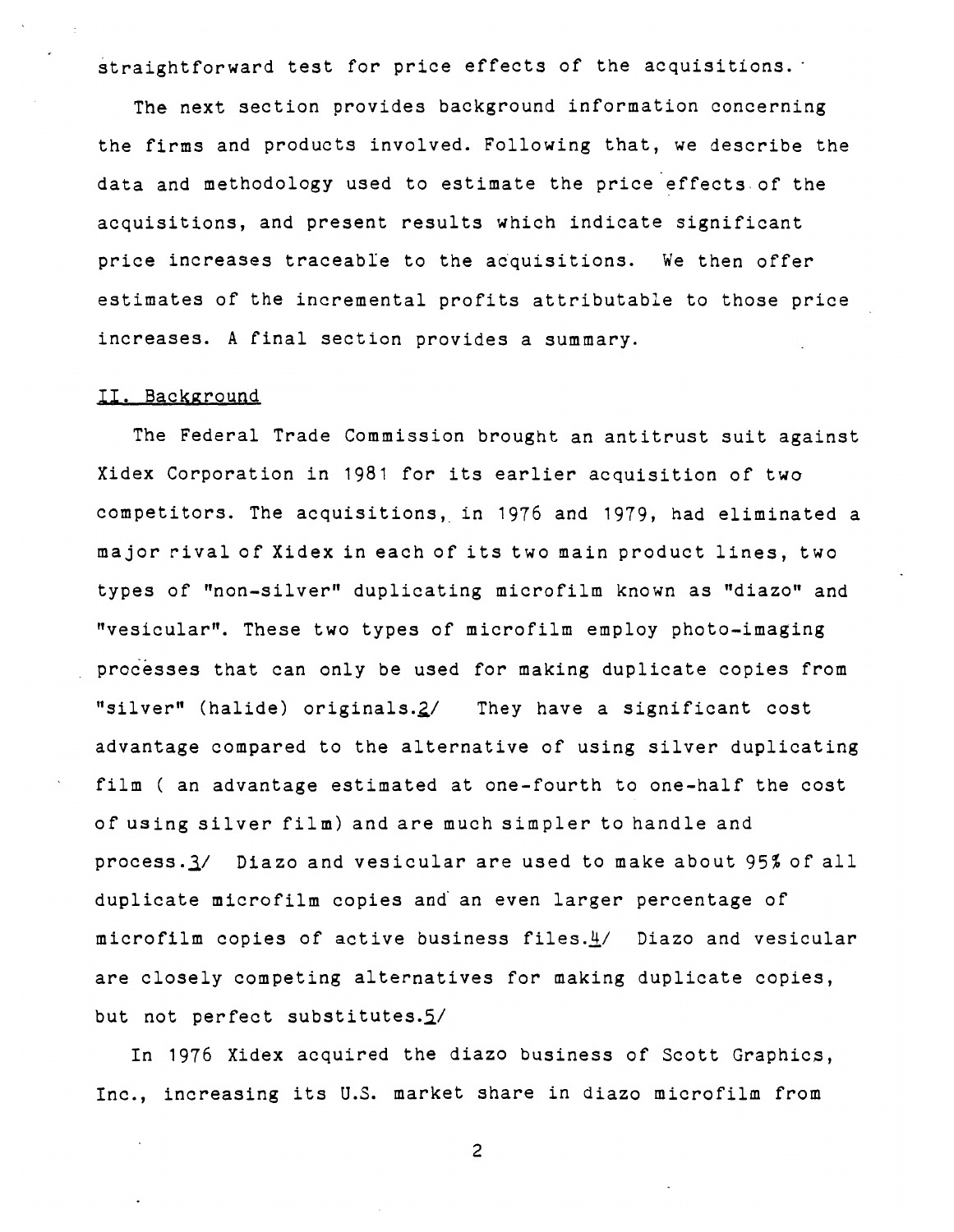straightforward test for price effects of the acquisitions.

The next section provides background information concerning the firms and products involved. Following that, we describe the data and methodology used to estimate the price effects of the acquisitions, and present results which indicate significant price increases traceable to the acquisitions. We then offer estimates of the incremental profits attributable to those price increases. A final section provides a summary.

## II. Background

The Federal Trade Commission brought an antitrust suit against Xidex Corporation in 1981 for its earlier acquisition of two competitors. The acquisitions, in 1976 and 1979, had eliminated a major rival of Xidex in each of its two main product lines, two types of "non-silver" duplicating microfilm known as "diazo" and "vesicular". These two types of microfilm employ photo-imaging processes that can only be used for making duplicate copies from "silver" (halide) originals.2/ They have a significant cost advantage compared to the alternative of using silver duplicating film ( an advantage estimated at one-fourth to one-half the cost of using silver film) and are much simpler to handle and process.3/ Diazo and vesicular are used to make about 95% of all duplicate microfilm copies and an even larger percentage of microfilm copies of active business files.4/ Diazo and vesicular are closely competing alternatives for making duplicate copies, but not perfect substitutes.5/

In 1976 Xidex acquired the diazo business of Scott Graphics, Inc., increasing its U.S. market share in diazo microfilm from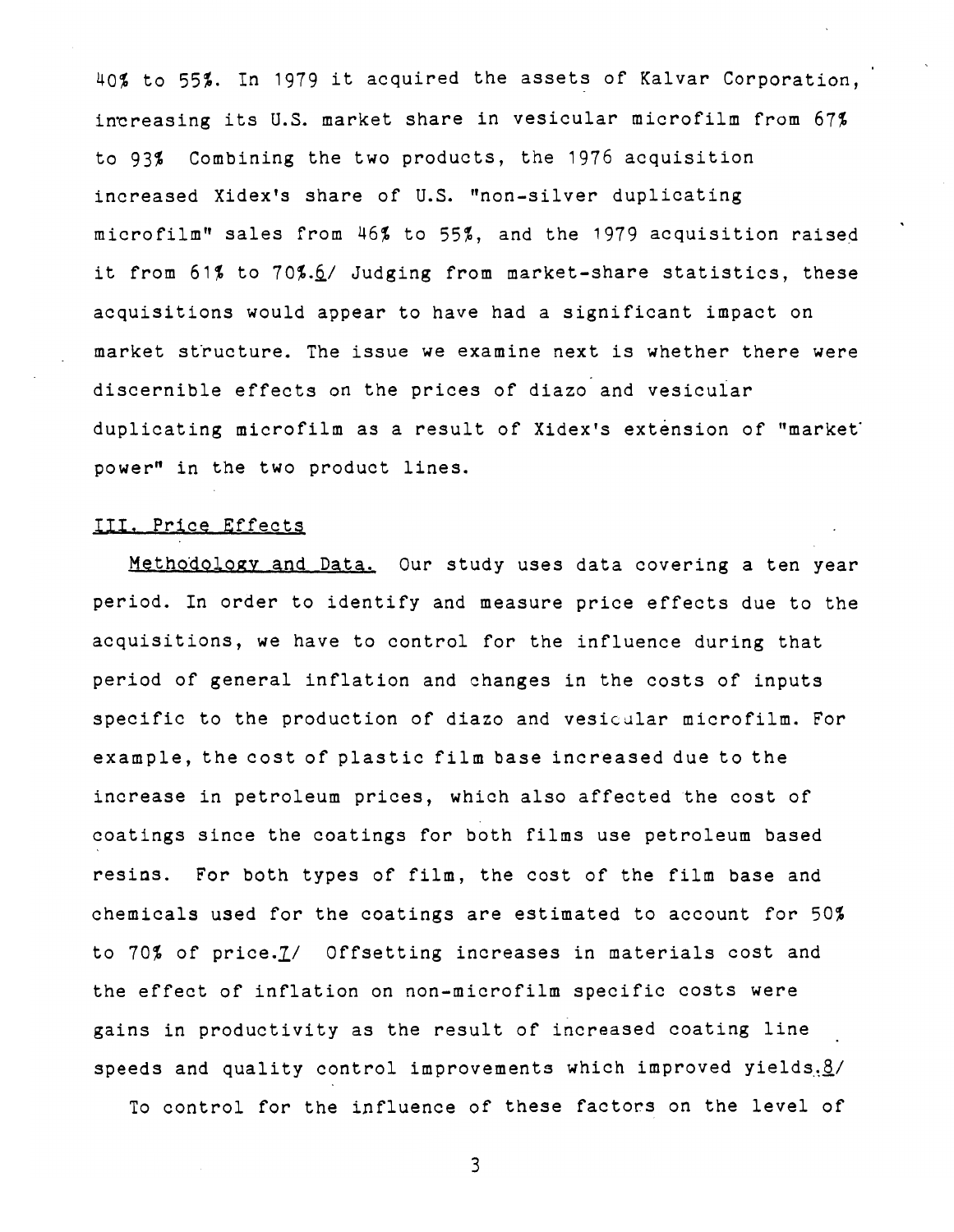40% to 55%. In 1979 it acquired the assets of Kalvar Corporation, increasing its U.S. market share in vesicular microfilm from 67% to 93% Combining the two products, the 1976 acquisition increased Xidex's share of U.S. "non-silver duplicating microfilm" sales from 46% to 55%, and the 1979 acquisition raised it from 61% to 70%.6/ Judging from market-share statistics, these acquisitions would appear to have had a significant impact on market structure. The issue we examine next is whether there were discernible effects on the prices of diazo and vesicular duplicating microfilm as a result of Xidex's extension of "market power" in the two product lines.

## III. Price Effects

Methodology and Data. Our study uses data covering a ten year period. In order to identify and measure price effects due to the acquisitions, we have to control for the influence during that period of general inflation and changes in the costs of inputs specific to the production of diazo and vesicular microfilm. For example, the cost of plastic film base increased due to the increase in petroleum prices, which also affected the cost of coatings since the coatings for both films use petroleum based resins. For both types of film, the cost of the film base and chemicals used for the coatings are estimated to account for 50% to 70% of price.7/ Offsetting increases in materials cost and the effect of inflation on non-microfilm specific costs were gains in productivity as the result of increased coating line speeds and quality control improvements which improved yields.8/

To control for the influence of these factors on the level of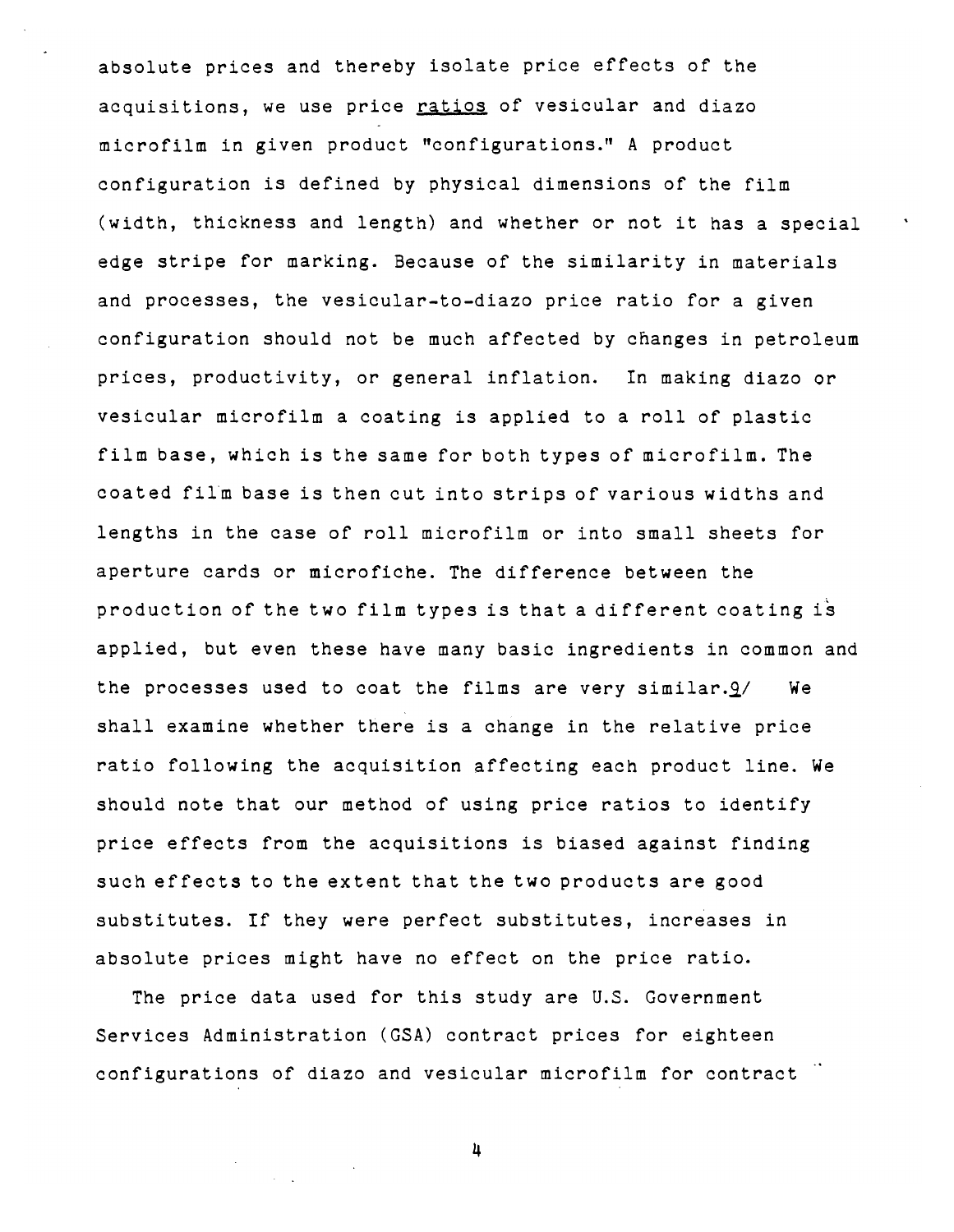absolute prices and thereby isolate price effects of the acquisitions, we use price ratios of vesicular and diazo microfilm in given product "configurations." A product configuration is defined by physical dimensions of the film (width, thickness and length) and whether or not it has a special edge stripe for marking. Because of the similarity in materials and processes, the vesicular-to-diazo price ratio for a given configuration should not be much affected by changes in petroleum prices, productivity, or general inflation. In making diazo or vesicular microfilm a coating is applied to a roll of plastic film base, which is the same for both types of microfilm. The coated film base is then cut into strips of various widths and lengths in the case of roll microfilm or into small sheets for aperture cards or microfiche. The difference between the production of the two film types is that a different coating is applied, but even these have many basic ingredients in common and the processes used to coat the films are very similar.9/ We shall examine whether there is a change in the relative price ratio following the acquisition affecting each product line. We should note that our method of using price ratios to identify price effects from the acquisitions is biased against finding such effects to the extent that the two products are good substitutes. If they were perfect substitutes, increases in absolute prices might have no effect on the price ratio.

The price data used for this study are U.S. Government Services Administration (GSA) contract prices for eighteen configurations of diazo and vesicular microfilm for contract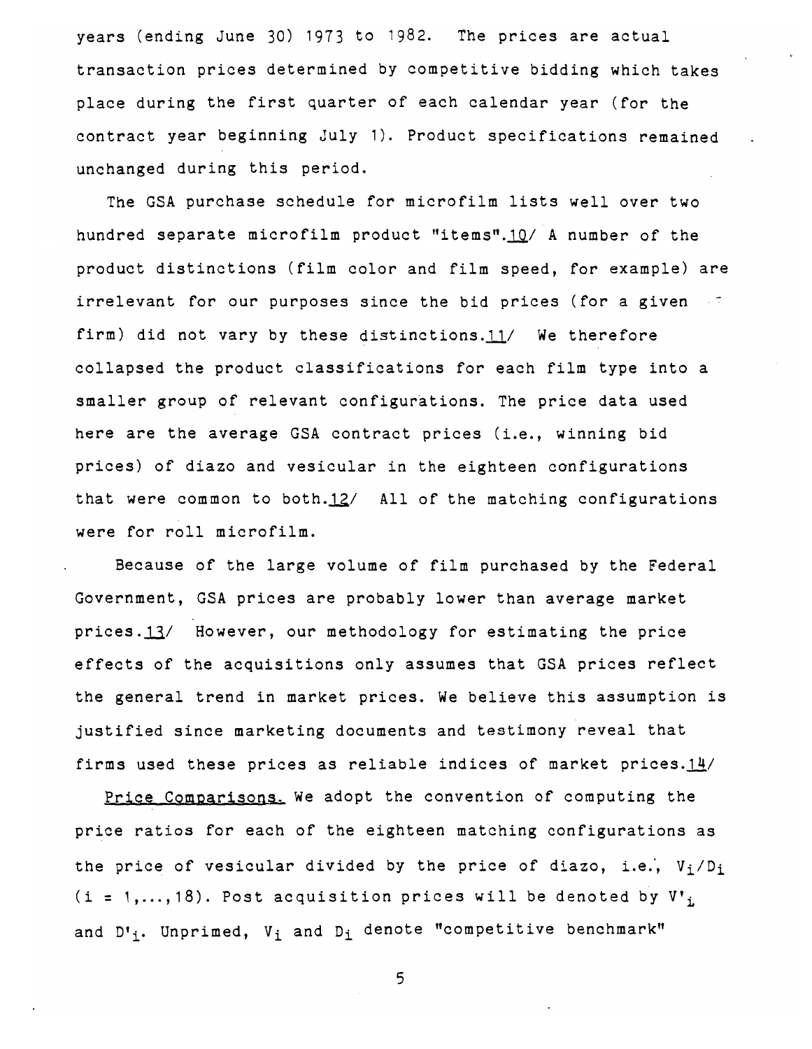years (ending June 30) 1973 to 1982. The prices are actual transaction prices determined by competitive bidding which takes place during the first quarter of each calendar year (for the contract year beginning July 1). Product specifications remained unchanged during this period.

The GSA purchase schedule for microfilm lists well over two hundred separate microfilm product "items".10/ A number of the product distinctions (film color and film speed, for example) are irrelevant for our purposes since the bid prices (for a given firm) did not vary by these distinctions.11/ We therefore collapsed the product classifications for each film type into a smaller group of relevant configurations. The price data used here are the average GSA contract prices (i.e., winning bid prices) of diazo and vesicular in the eighteen configurations that were common to both.12/ All of the matching configurations were for roll microfilm.

Because of the large volume of film purchased by the Federal Government, GSA prices are probably lower than average market prices.13/ However, our methodology for estimating the price effects of the acquisitions only assumes that GSA prices reflect the general trend in market prices. We believe this assumption is justified since marketing documents and testimony reveal that firms used these prices as reliable indices of market prices.14/

Price Comparisons. We adopt the convention of computing the price ratios for each of the eighteen matching configurations as the price of vesicular divided by the price of diazo, i.e., $V_i/D_i$ ($i = 1,\ldots,18$). Post acquisition prices will be denoted by $V'_i$ and $D'_i$. Unprimed, $V_i$ and $D_i$ denote "competitive benchmark"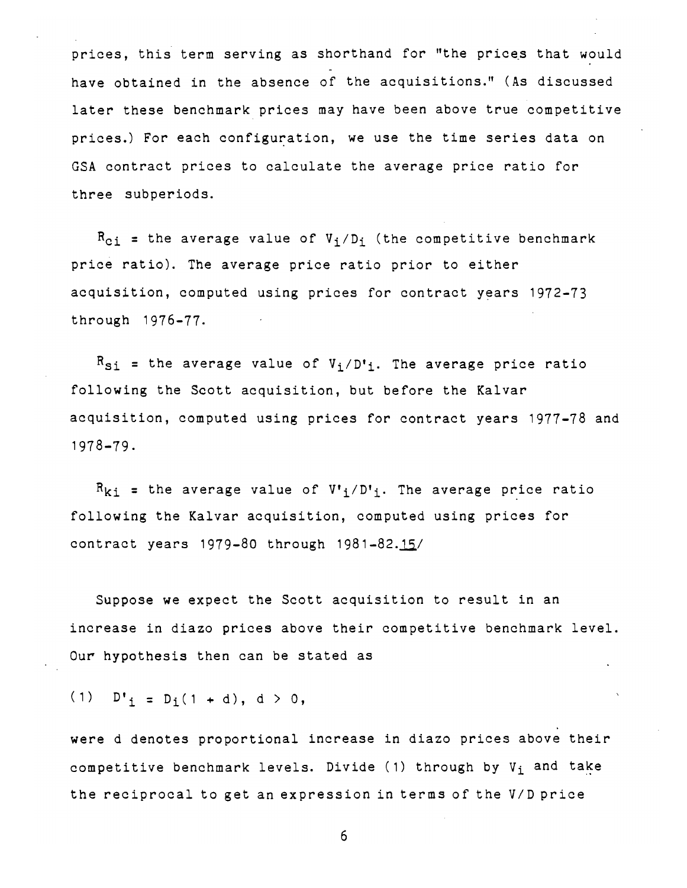prices, this term serving as shorthand for "the prices that would have obtained in the absence of the acquisitions." (As discussed later these benchmark prices may have been above true competitive prices.) For each configuration, we use the time series data on GSA contract prices to calculate the average price ratio for three subperiods.

$R_{ci}$ = the average value of $V_i/D_i$ (the competitive benchmark price ratio). The average price ratio prior to either acquisition, computed using prices for contract years 1972-73 through 1976-77.

$R_{si}$ = the average value of $V_i/D'_i$. The average price ratio following the Scott acquisition, but before the Kalvar acquisition, computed using prices for contract years 1977-78 and 1978-79.

$R_{ki}$ = the average value of $V'_i/D'_i$. The average price ratio following the Kalvar acquisition, computed using prices for contract years 1979-80 through 1981-82.[15]

Suppose we expect the Scott acquisition to result in an increase in diazo prices above their competitive benchmark level. Our hypothesis then can be stated as

$$(1) \quad D'_i = D_i(1 + d), \; d > 0,$$

were d denotes proportional increase in diazo prices above their competitive benchmark levels. Divide (1) through by $V_i$ and take the reciprocal to get an expression in terms of the V/D price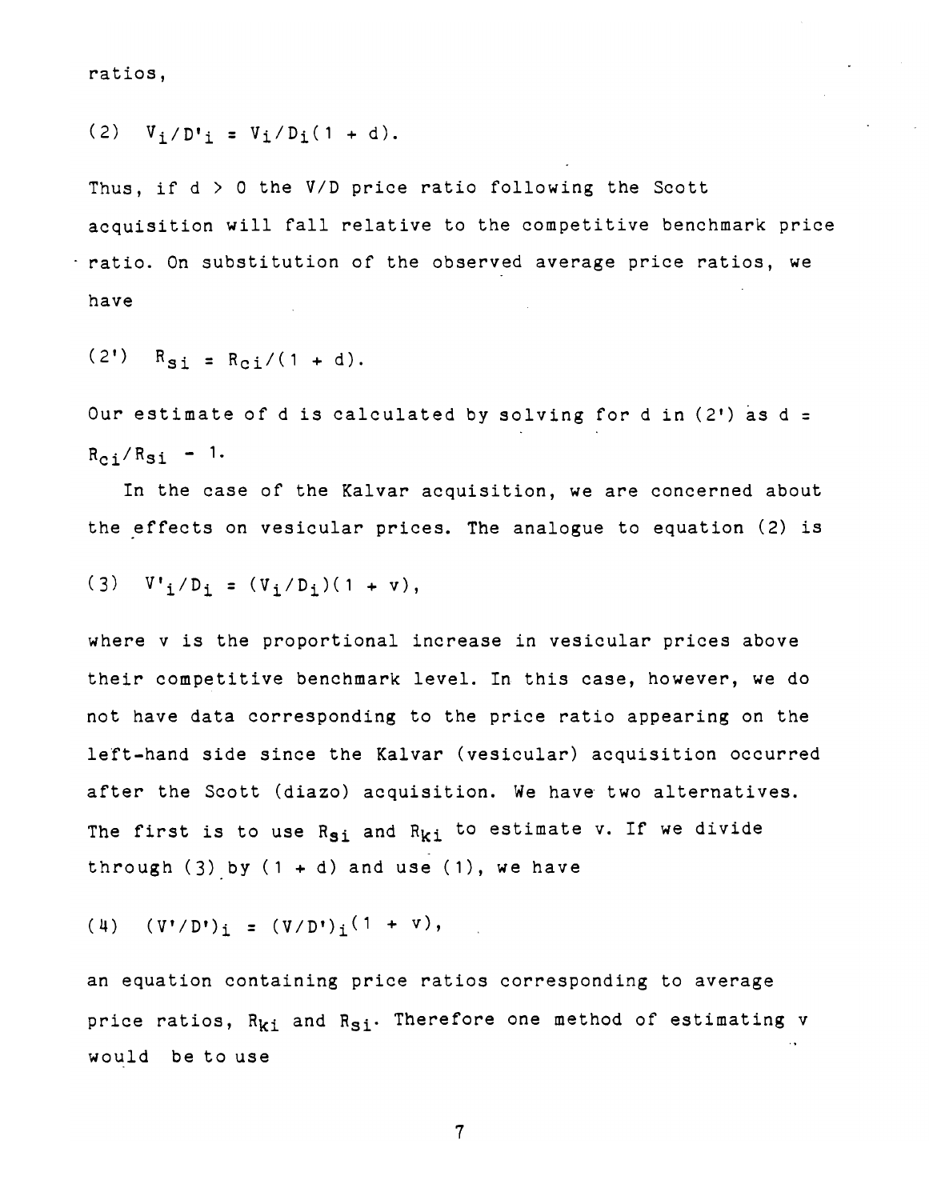ratios,

$$(2) \quad V_i/D'_i = V_i/D_i(1 + d).$$

Thus, if $d > 0$ the V/D price ratio following the Scott acquisition will fall relative to the competitive benchmark price ratio. On substitution of the observed average price ratios, we have

$$(2') \quad R_{si} = R_{ci}/(1 + d).$$

Our estimate of d is calculated by solving for d in (2') as $d = R_{ci}/R_{si} - 1$.

In the case of the Kalvar acquisition, we are concerned about the effects on vesicular prices. The analogue to equation (2) is

$$(3) \quad V'_i/D_i = (V_i/D_i)(1 + v),$$

where v is the proportional increase in vesicular prices above their competitive benchmark level. In this case, however, we do not have data corresponding to the price ratio appearing on the left-hand side since the Kalvar (vesicular) acquisition occurred after the Scott (diazo) acquisition. We have two alternatives. The first is to use $R_{si}$ and $R_{ki}$ to estimate v. If we divide through (3) by $(1 + d)$ and use (1), we have

$$(4) \quad (V'/D')_i = (V/D')_i(1 + v),$$

an equation containing price ratios corresponding to average price ratios, $R_{ki}$ and $R_{si}$. Therefore one method of estimating v would be to use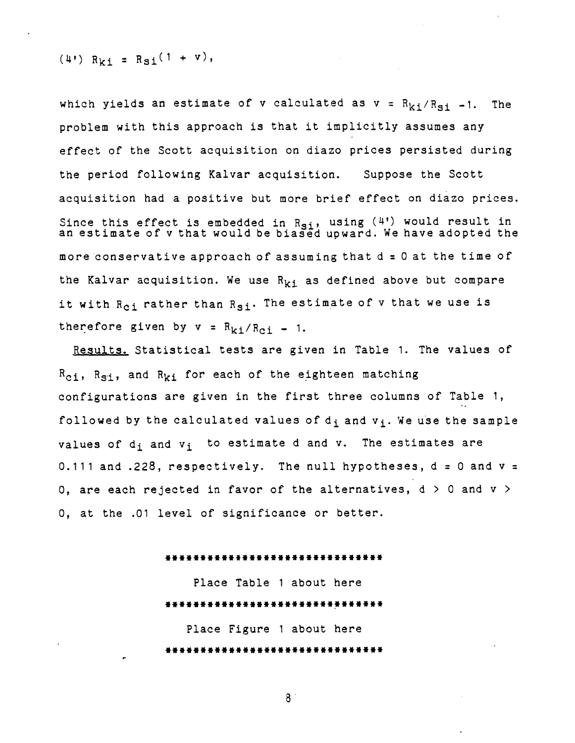$$(4') \quad R_{ki} = R_{si}(1 + v),$$

which yields an estimate of v calculated as $v = R_{ki}/R_{si} - 1$. The problem with this approach is that it implicitly assumes any effect of the Scott acquisition on diazo prices persisted during the period following Kalvar acquisition. Suppose the Scott acquisition had a positive but more brief effect on diazo prices. Since this effect is embedded in $R_{si}$, using (4') would result in an estimate of v that would be biased upward. We have adopted the more conservative approach of assuming that d = 0 at the time of the Kalvar acquisition. We use $R_{ki}$ as defined above but compare it with $R_{ci}$ rather than $R_{si}$. The estimate of v that we use is therefore given by $v = R_{ki}/R_{ci} - 1$.

<u>Results.</u> Statistical tests are given in Table 1. The values of $R_{ci}$, $R_{si}$, and $R_{ki}$ for each of the eighteen matching configurations are given in the first three columns of Table 1, followed by the calculated values of $d_i$ and $v_i$. We use the sample values of $d_i$ and $v_i$ to estimate d and v. The estimates are 0.111 and .228, respectively. The null hypotheses, d = 0 and v = 0, are each rejected in favor of the alternatives, d > 0 and v > 0, at the .01 level of significance or better.

********************************

Place Table 1 about here

********************************

Place Figure 1 about here

********************************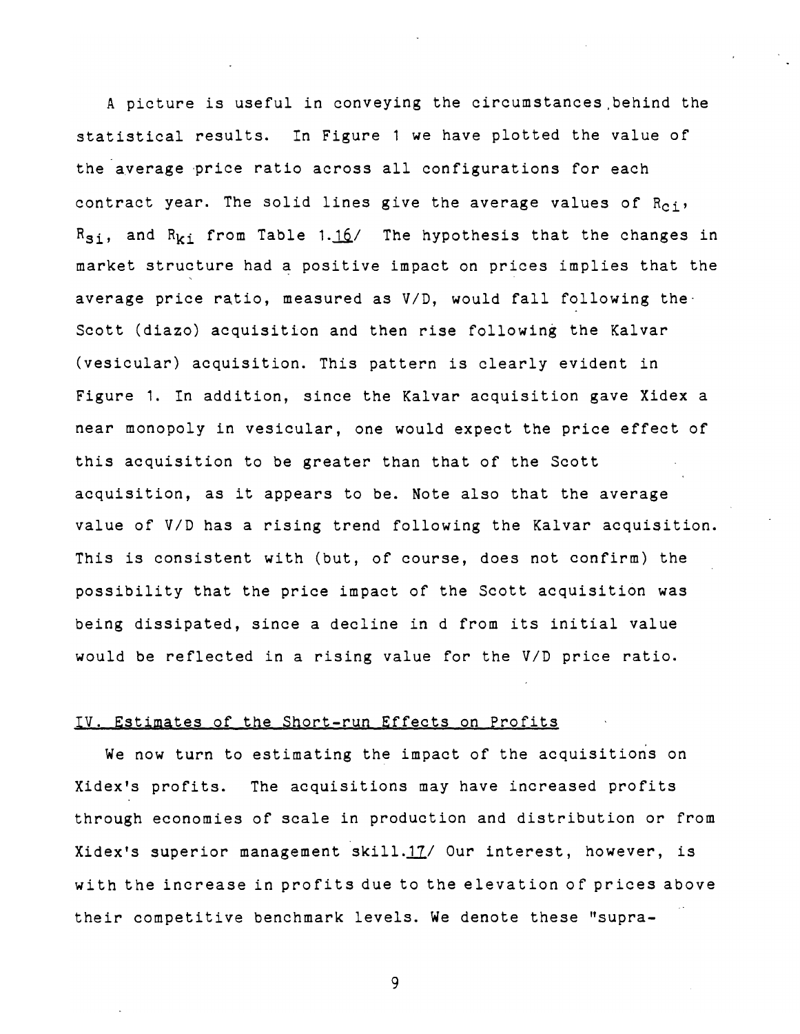A picture is useful in conveying the circumstances behind the statistical results. In Figure 1 we have plotted the value of the average price ratio across all configurations for each contract year. The solid lines give the average values of $R_{ci}$, $R_{si}$, and $R_{ki}$ from Table 1.[16] The hypothesis that the changes in market structure had a positive impact on prices implies that the average price ratio, measured as V/D, would fall following the Scott (diazo) acquisition and then rise following the Kalvar (vesicular) acquisition. This pattern is clearly evident in Figure 1. In addition, since the Kalvar acquisition gave Xidex a near monopoly in vesicular, one would expect the price effect of this acquisition to be greater than that of the Scott acquisition, as it appears to be. Note also that the average value of V/D has a rising trend following the Kalvar acquisition. This is consistent with (but, of course, does not confirm) the possibility that the price impact of the Scott acquisition was being dissipated, since a decline in d from its initial value would be reflected in a rising value for the V/D price ratio.

## IV. Estimates of the Short-run Effects on Profits

We now turn to estimating the impact of the acquisitions on Xidex's profits. The acquisitions may have increased profits through economies of scale in production and distribution or from Xidex's superior management skill.[17] Our interest, however, is with the increase in profits due to the elevation of prices above their competitive benchmark levels. We denote these "supra-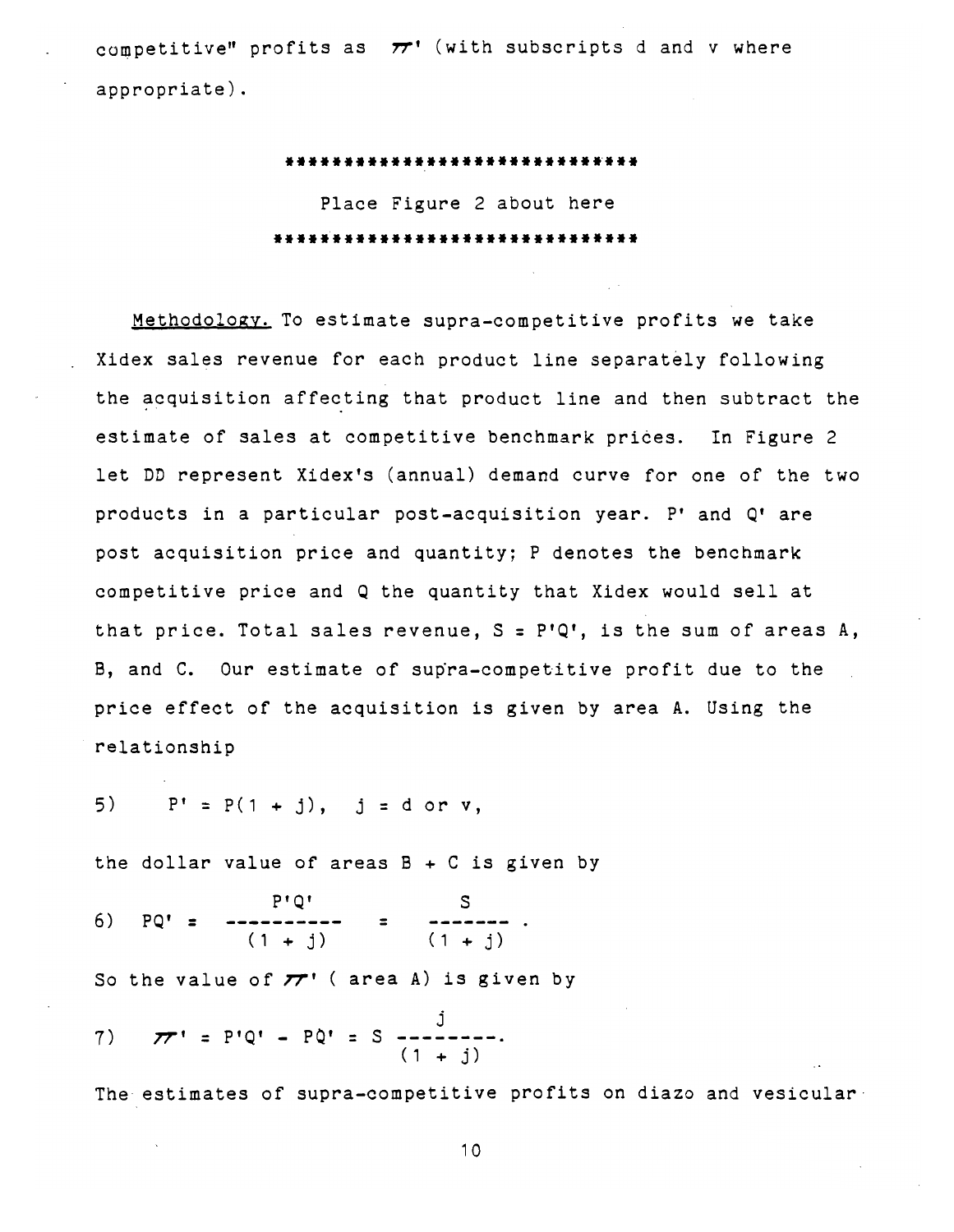competitive" profits as $\pi'$ (with subscripts d and v where appropriate).

*******************************

Place Figure 2 about here

*******************************

Methodology. To estimate supra-competitive profits we take Xidex sales revenue for each product line separately following the acquisition affecting that product line and then subtract the estimate of sales at competitive benchmark prices. In Figure 2 let DD represent Xidex's (annual) demand curve for one of the two products in a particular post-acquisition year. $P'$ and $Q'$ are post acquisition price and quantity; $P$ denotes the benchmark competitive price and $Q$ the quantity that Xidex would sell at that price. Total sales revenue, $S = P'Q'$, is the sum of areas A, B, and C. Our estimate of supra-competitive profit due to the price effect of the acquisition is given by area A. Using the relationship

$$5) \quad P' = P(1 + j), \quad j = d \text{ or } v,$$

the dollar value of areas B + C is given by

$$6) \quad PQ' = \frac{P'Q'}{(1 + j)} = \frac{S}{(1 + j)}.$$

So the value of $\pi'$ ( area A) is given by

$$7) \quad \pi' = P'Q' - PQ' = S \frac{j}{(1 + j)}.$$

The estimates of supra-competitive profits on diazo and vesicular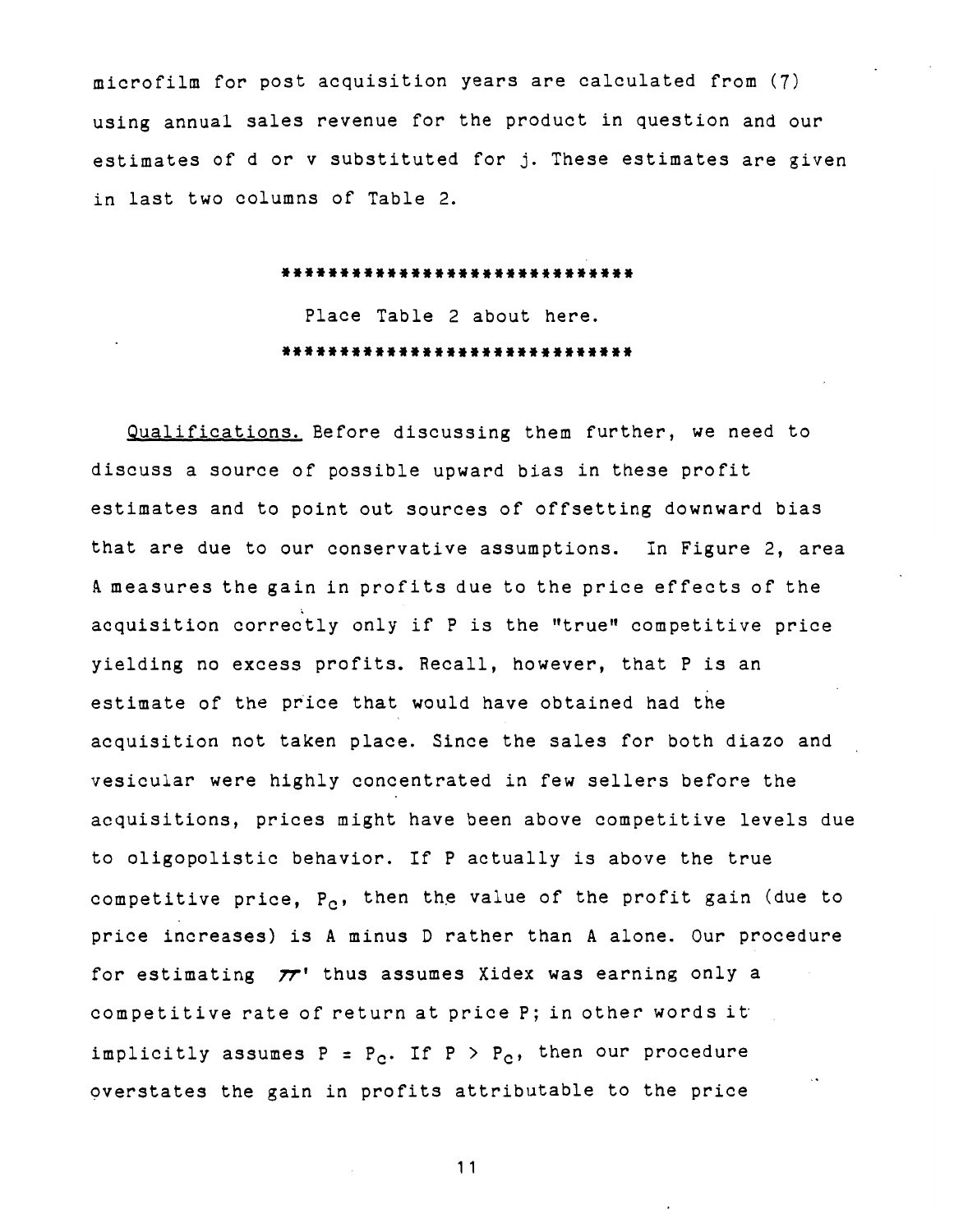microfilm for post acquisition years are calculated from (7) using annual sales revenue for the product in question and our estimates of d or v substituted for j. These estimates are given in last two columns of Table 2.

******************************

Place Table 2 about here.

******************************

Qualifications. Before discussing them further, we need to discuss a source of possible upward bias in these profit estimates and to point out sources of offsetting downward bias that are due to our conservative assumptions. In Figure 2, area A measures the gain in profits due to the price effects of the acquisition correctly only if P is the "true" competitive price yielding no excess profits. Recall, however, that P is an estimate of the price that would have obtained had the acquisition not taken place. Since the sales for both diazo and vesicular were highly concentrated in few sellers before the acquisitions, prices might have been above competitive levels due to oligopolistic behavior. If P actually is above the true competitive price, $P_c$, then the value of the profit gain (due to price increases) is A minus D rather than A alone. Our procedure for estimating $\pi'$ thus assumes Xidex was earning only a competitive rate of return at price P; in other words it implicitly assumes $P = P_c$. If $P > P_c$, then our procedure overstates the gain in profits attributable to the price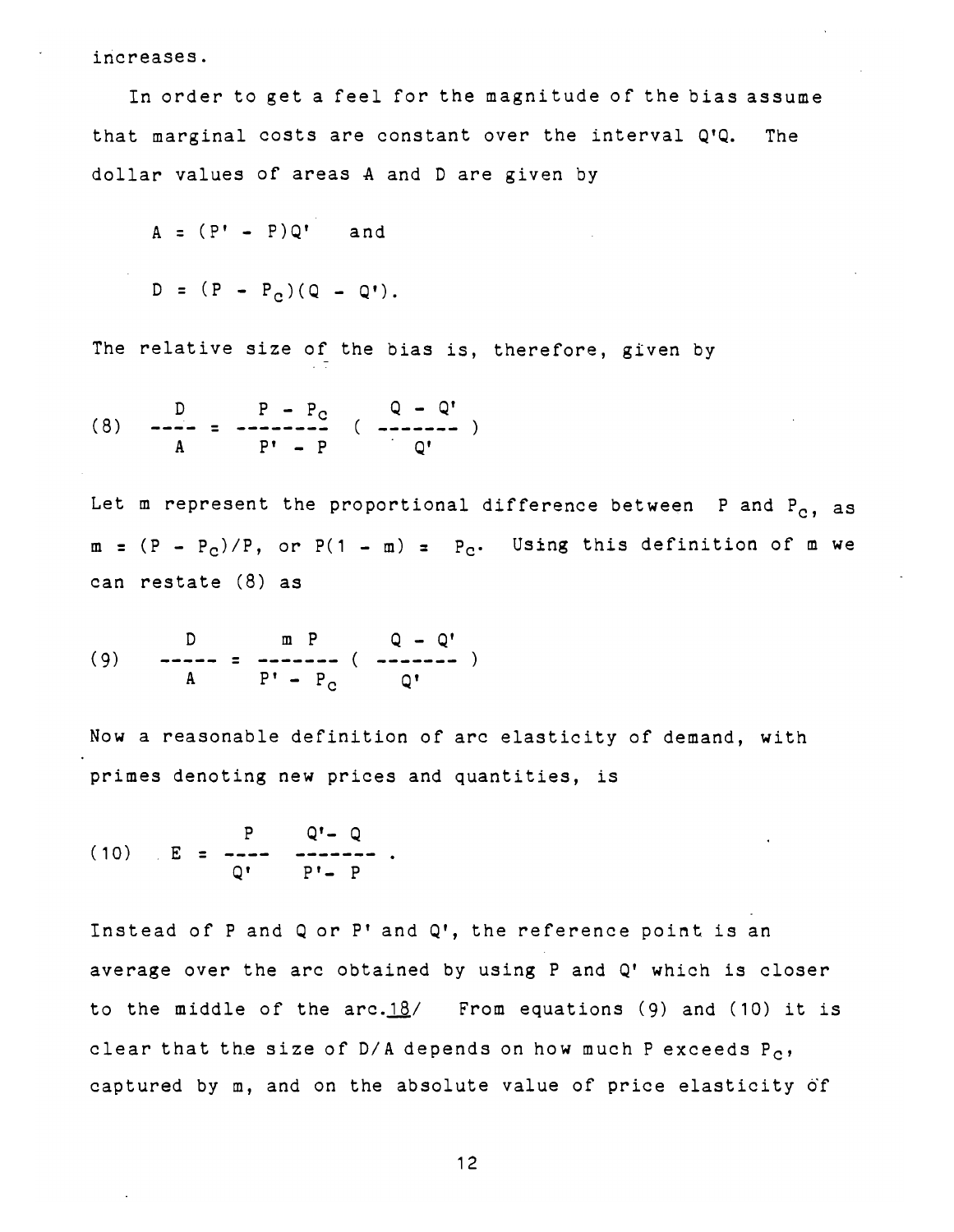increases.

In order to get a feel for the magnitude of the bias assume that marginal costs are constant over the interval Q'Q. The dollar values of areas A and D are given by

$$A = (P' - P)Q' \quad \text{and}$$

$$D = (P - P_c)(Q - Q').$$

The relative size of the bias is, therefore, given by

$$(8) \quad \frac{D}{A} = \frac{P - P_c}{P' - P} \left( \frac{Q - Q'}{Q'} \right)$$

Let m represent the proportional difference between P and $P_c$, as $m = (P - P_c)/P$, or $P(1 - m) = P_c$. Using this definition of m we can restate (8) as

$$(9) \quad \frac{D}{A} = \frac{m\,P}{P' - P_c} \left( \frac{Q - Q'}{Q'} \right)$$

Now a reasonable definition of arc elasticity of demand, with primes denoting new prices and quantities, is

$$(10) \quad E = \frac{P}{Q'} \; \frac{Q' - Q}{P' - P} .$$

Instead of P and Q or P' and Q', the reference point is an average over the arc obtained by using P and Q' which is closer to the middle of the arc.18/ From equations (9) and (10) it is clear that the size of D/A depends on how much P exceeds $P_c$, captured by m, and on the absolute value of price elasticity of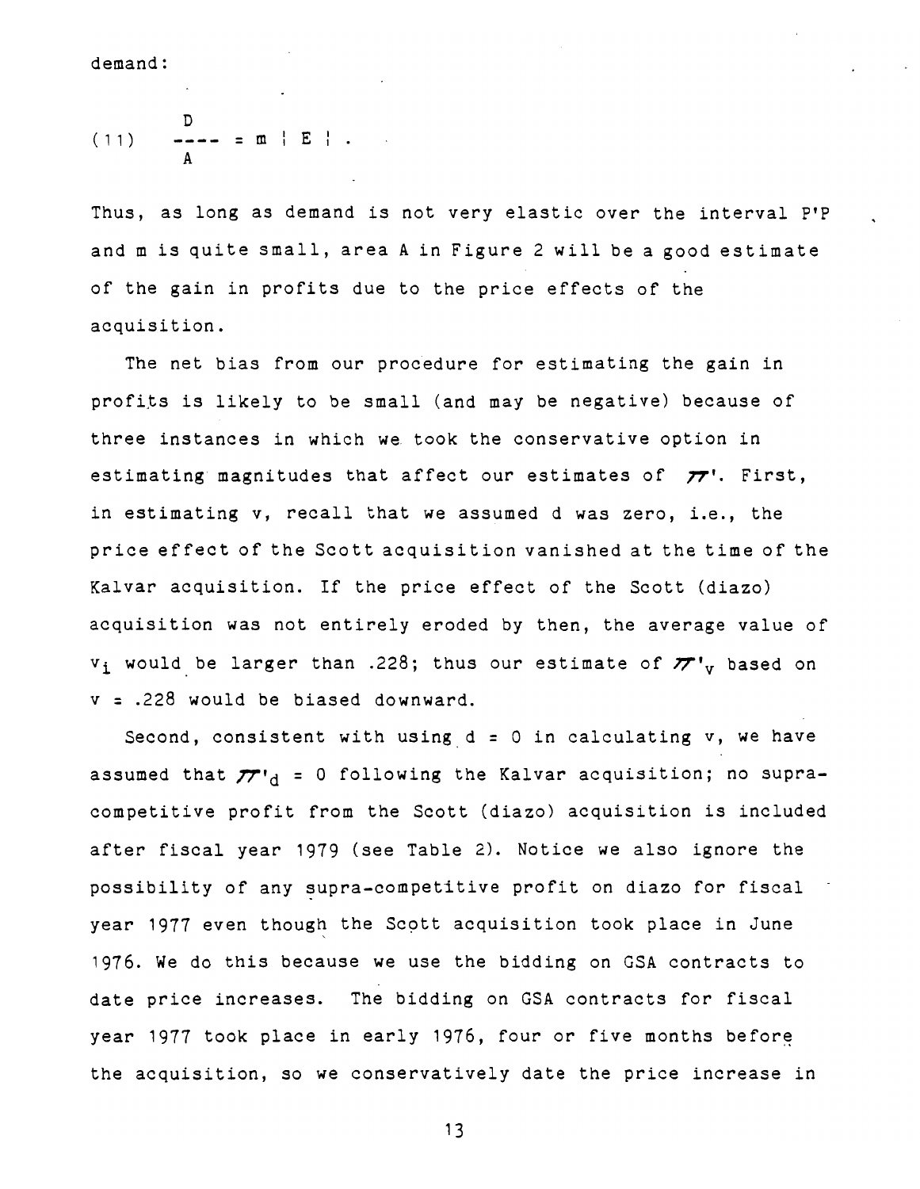demand:

$$(11) \qquad \frac{D}{A} = m \mid E \mid .$$

Thus, as long as demand is not very elastic over the interval P'P and m is quite small, area A in Figure 2 will be a good estimate of the gain in profits due to the price effects of the acquisition.

The net bias from our procedure for estimating the gain in profits is likely to be small (and may be negative) because of three instances in which we took the conservative option in estimating magnitudes that affect our estimates of $\pi'$. First, in estimating v, recall that we assumed d was zero, i.e., the price effect of the Scott acquisition vanished at the time of the Kalvar acquisition. If the price effect of the Scott (diazo) acquisition was not entirely eroded by then, the average value of $v_i$ would be larger than .228; thus our estimate of $\pi'_v$ based on $v = .228$ would be biased downward.

Second, consistent with using $d = 0$ in calculating v, we have assumed that $\pi'_d = 0$ following the Kalvar acquisition; no supra-competitive profit from the Scott (diazo) acquisition is included after fiscal year 1979 (see Table 2). Notice we also ignore the possibility of any supra-competitive profit on diazo for fiscal year 1977 even though the Scott acquisition took place in June 1976. We do this because we use the bidding on GSA contracts to date price increases. The bidding on GSA contracts for fiscal year 1977 took place in early 1976, four or five months before the acquisition, so we conservatively date the price increase in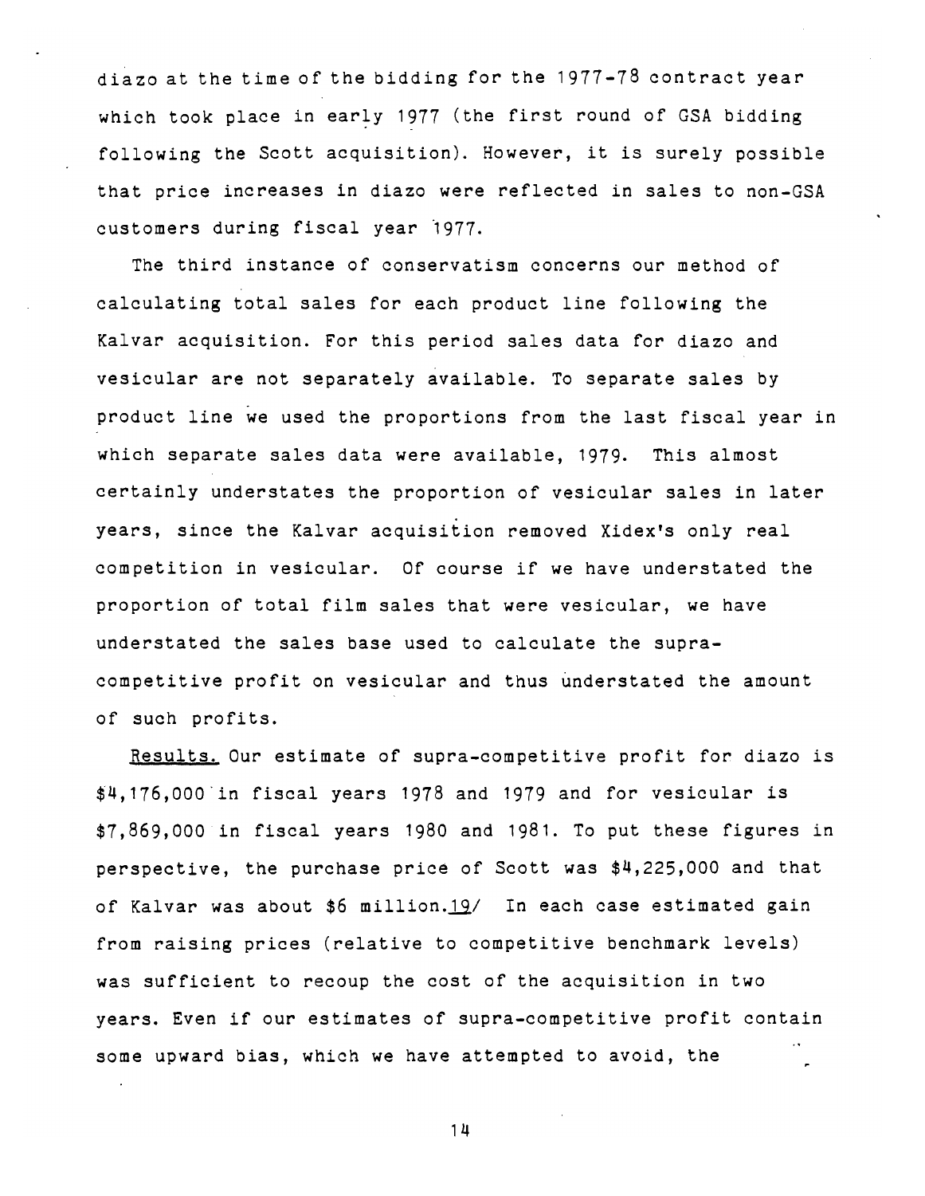diazo at the time of the bidding for the 1977-78 contract year which took place in early 1977 (the first round of GSA bidding following the Scott acquisition). However, it is surely possible that price increases in diazo were reflected in sales to non-GSA customers during fiscal year 1977.

The third instance of conservatism concerns our method of calculating total sales for each product line following the Kalvar acquisition. For this period sales data for diazo and vesicular are not separately available. To separate sales by product line we used the proportions from the last fiscal year in which separate sales data were available, 1979. This almost certainly understates the proportion of vesicular sales in later years, since the Kalvar acquisition removed Xidex's only real competition in vesicular. Of course if we have understated the proportion of total film sales that were vesicular, we have understated the sales base used to calculate the supra-competitive profit on vesicular and thus understated the amount of such profits.

<u>Results.</u> Our estimate of supra-competitive profit for diazo is \$4,176,000 in fiscal years 1978 and 1979 and for vesicular is \$7,869,000 in fiscal years 1980 and 1981. To put these figures in perspective, the purchase price of Scott was \$4,225,000 and that of Kalvar was about \$6 million.[19] In each case estimated gain from raising prices (relative to competitive benchmark levels) was sufficient to recoup the cost of the acquisition in two years. Even if our estimates of supra-competitive profit contain some upward bias, which we have attempted to avoid, the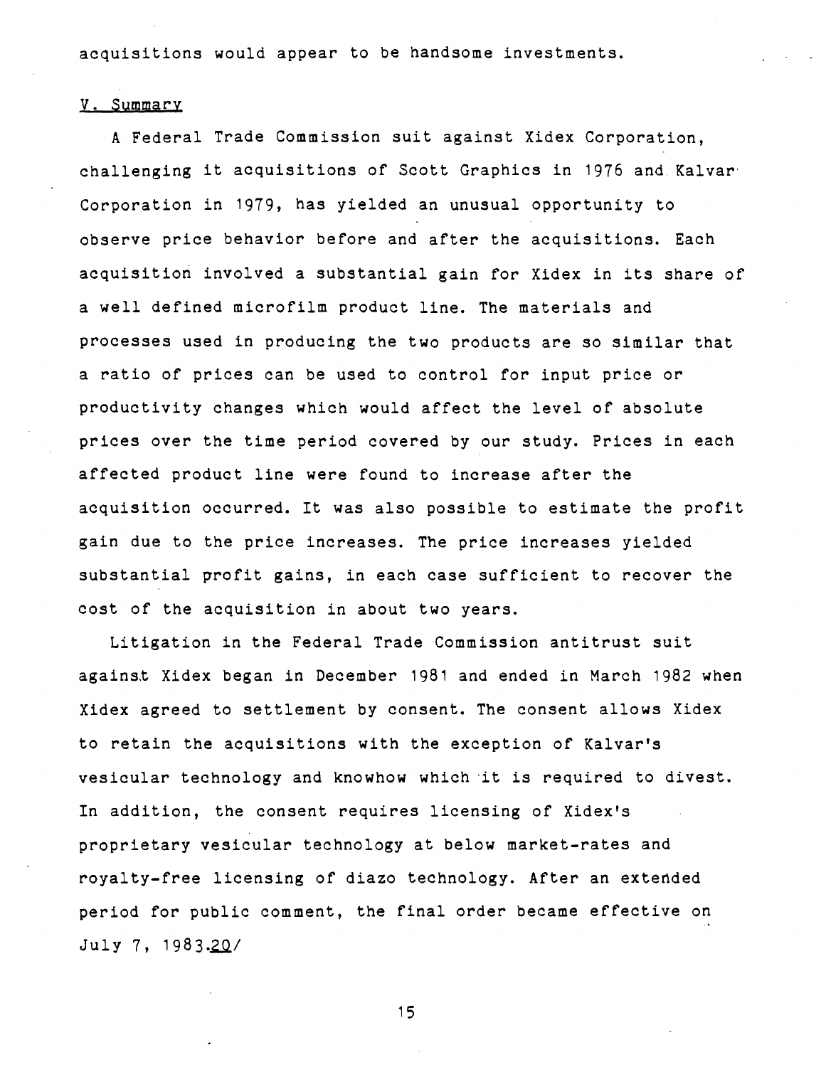acquisitions would appear to be handsome investments.

## V. Summary

A Federal Trade Commission suit against Xidex Corporation, challenging it acquisitions of Scott Graphics in 1976 and Kalvar Corporation in 1979, has yielded an unusual opportunity to observe price behavior before and after the acquisitions. Each acquisition involved a substantial gain for Xidex in its share of a well defined microfilm product line. The materials and processes used in producing the two products are so similar that a ratio of prices can be used to control for input price or productivity changes which would affect the level of absolute prices over the time period covered by our study. Prices in each affected product line were found to increase after the acquisition occurred. It was also possible to estimate the profit gain due to the price increases. The price increases yielded substantial profit gains, in each case sufficient to recover the cost of the acquisition in about two years.

Litigation in the Federal Trade Commission antitrust suit against Xidex began in December 1981 and ended in March 1982 when Xidex agreed to settlement by consent. The consent allows Xidex to retain the acquisitions with the exception of Kalvar's vesicular technology and knowhow which it is required to divest. In addition, the consent requires licensing of Xidex's proprietary vesicular technology at below market-rates and royalty-free licensing of diazo technology. After an extended period for public comment, the final order became effective on July 7, 1983.20/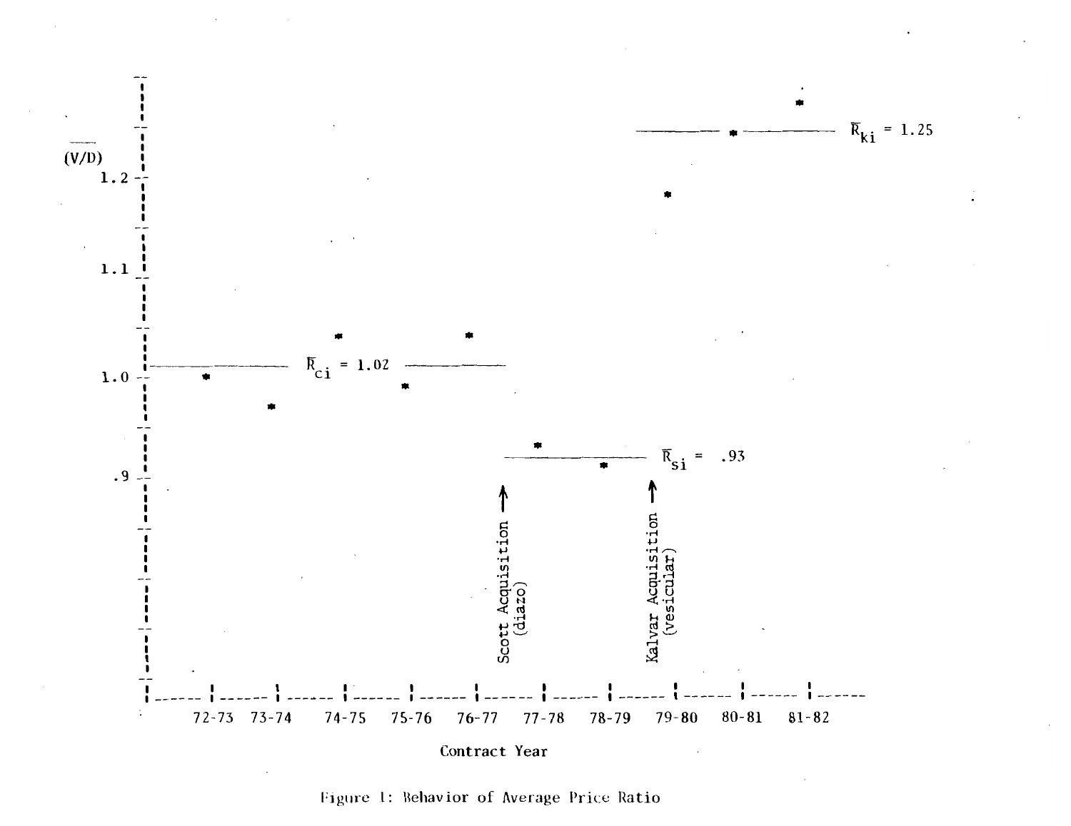Figure 1: Behavior of Average Price Ratio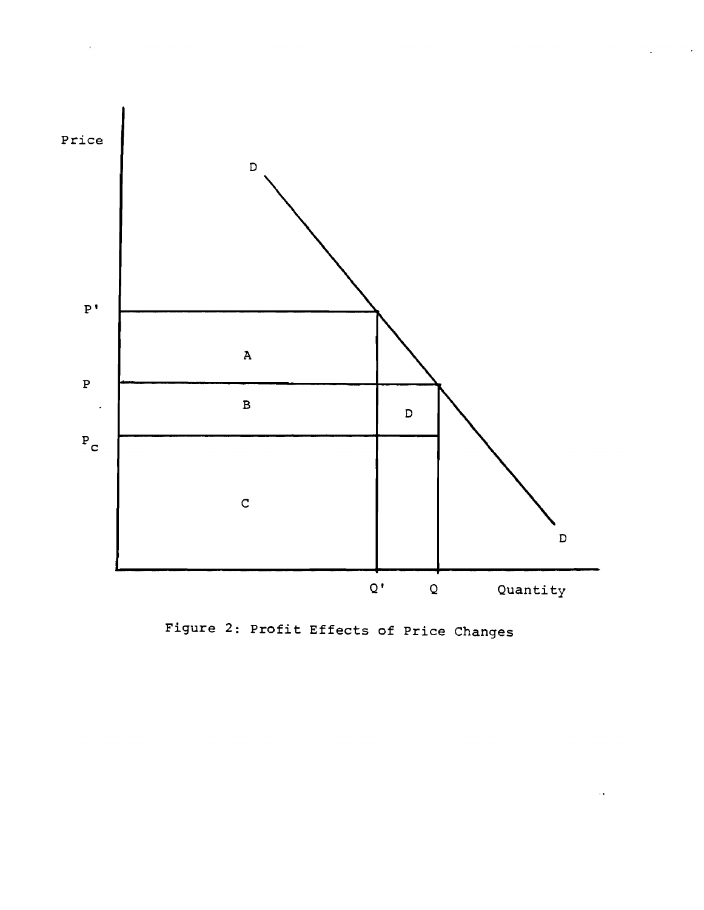Figure 2: Profit Effects of Price Changes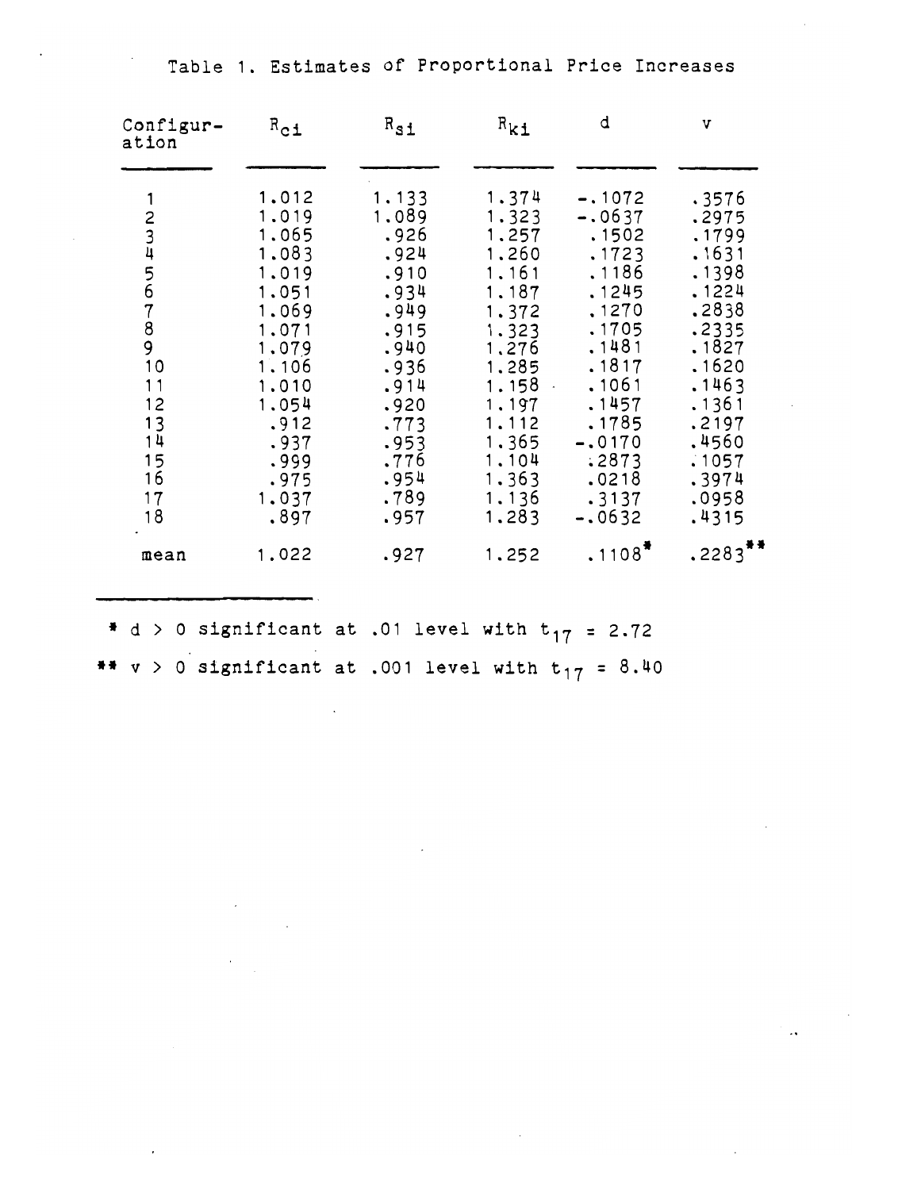Table 1. Estimates of Proportional Price Increases

| Configuration | $R_{ci}$ | $R_{si}$ | $R_{ki}$ | d | v |
|---|---|---|---|---|---|
| 1 | 1.012 | 1.133 | 1.374 | -.1072 | .3576 |
| 2 | 1.019 | 1.089 | 1.323 | -.0637 | .2975 |
| 3 | 1.065 | .926 | 1.257 | .1502 | .1799 |
| 4 | 1.083 | .924 | 1.260 | .1723 | .1631 |
| 5 | 1.019 | .910 | 1.161 | .1186 | .1398 |
| 6 | 1.051 | .934 | 1.187 | .1245 | .1224 |
| 7 | 1.069 | .949 | 1.372 | .1270 | .2838 |
| 8 | 1.071 | .915 | 1.323 | .1705 | .2335 |
| 9 | 1.079 | .940 | 1.276 | .1481 | .1827 |
| 10 | 1.106 | .936 | 1.285 | .1817 | .1620 |
| 11 | 1.010 | .914 | 1.158 | .1061 | .1463 |
| 12 | 1.054 | .920 | 1.197 | .1457 | .1361 |
| 13 | .912 | .773 | 1.112 | .1785 | .2197 |
| 14 | .937 | .953 | 1.365 | -.0170 | .4560 |
| 15 | .999 | .776 | 1.104 | .2873 | .1057 |
| 16 | .975 | .954 | 1.363 | .0218 | .3974 |
| 17 | 1.037 | .789 | 1.136 | .3137 | .0958 |
| 18 | .897 | .957 | 1.283 | -.0632 | .4315 |
| mean | 1.022 | .927 | 1.252 | .1108* | .2283** |

\* d > 0 significant at .01 level with $t_{17} = 2.72$

\*\* v > 0 significant at .001 level with $t_{17} = 8.40$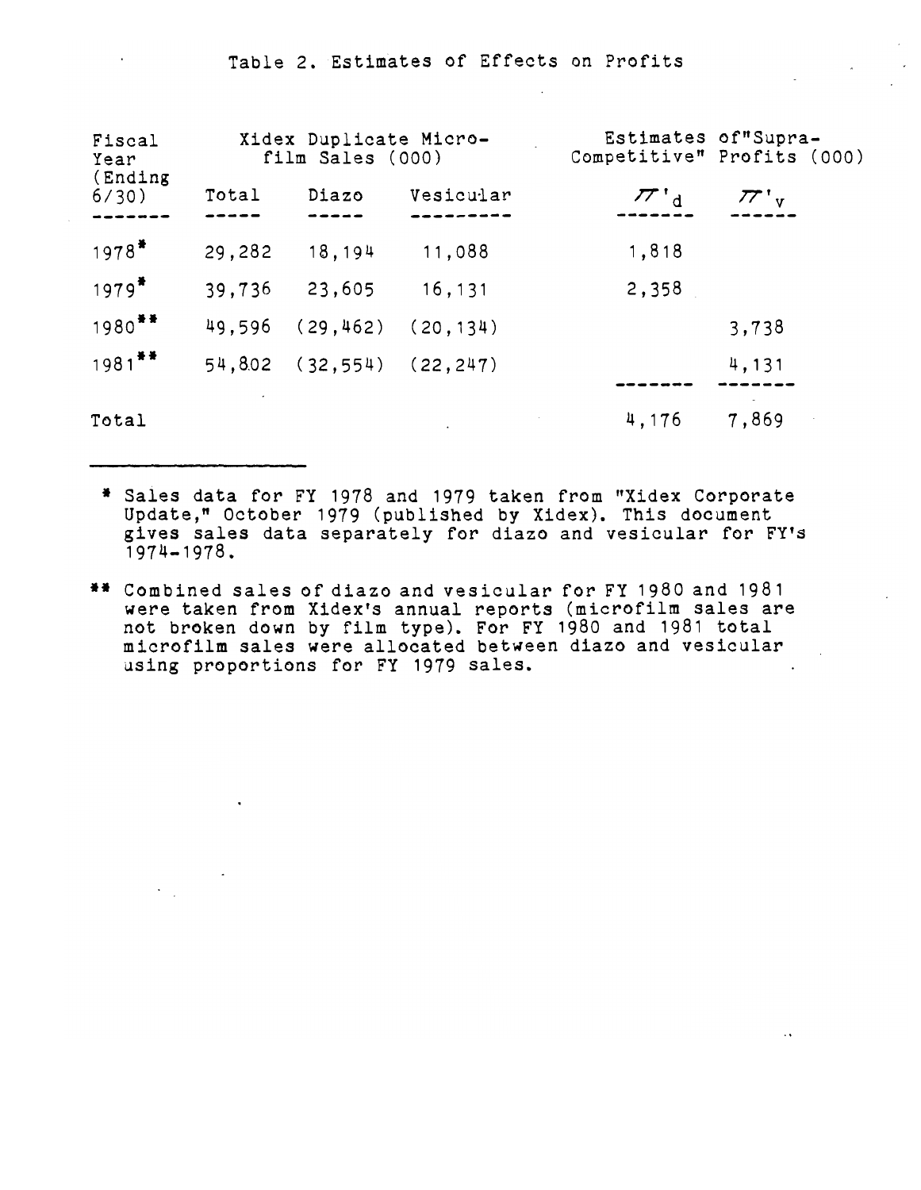Table 2. Estimates of Effects on Profits

| Fiscal Year (Ending 6/30) | Xidex Duplicate Microfilm Sales (000) | | | Estimates of "Supra-Competitive" Profits (000) | |
|---|---|---|---|---|---|
| | Total | Diazo | Vesicular | $\pi'_d$ | $\pi'_v$ |
| 1978* | 29,282 | 18,194 | 11,088 | 1,818 | |
| 1979* | 39,736 | 23,605 | 16,131 | 2,358 | |
| 1980** | 49,596 | (29,462) | (20,134) | | 3,738 |
| 1981** | 54,802 | (32,554) | (22,247) | | 4,131 |
| Total | | | | 4,176 | 7,869 |

\* Sales data for FY 1978 and 1979 taken from "Xidex Corporate Update," October 1979 (published by Xidex). This document gives sales data separately for diazo and vesicular for FY's 1974-1978.

\*\* Combined sales of diazo and vesicular for FY 1980 and 1981 were taken from Xidex's annual reports (microfilm sales are not broken down by film type). For FY 1980 and 1981 total microfilm sales were allocated between diazo and vesicular using proportions for FY 1979 sales.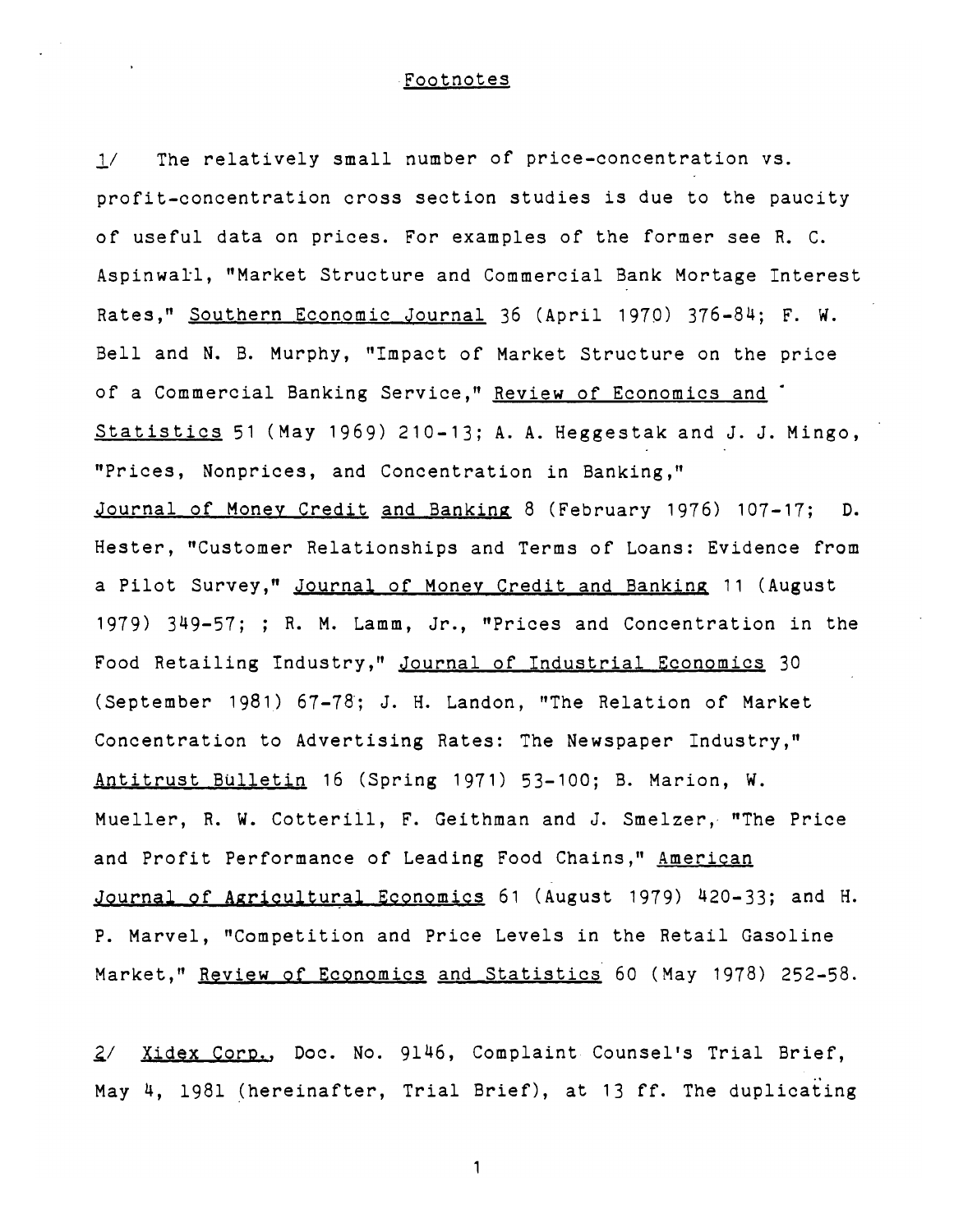## Footnotes

1/ The relatively small number of price-concentration vs. profit-concentration cross section studies is due to the paucity of useful data on prices. For examples of the former see R. C. Aspinwall, "Market Structure and Commercial Bank Mortage Interest Rates," Southern Economic Journal 36 (April 1970) 376-84; F. W. Bell and N. B. Murphy, "Impact of Market Structure on the price of a Commercial Banking Service," Review of Economics and Statistics 51 (May 1969) 210-13; A. A. Heggestak and J. J. Mingo, "Prices, Nonprices, and Concentration in Banking," Journal of Money Credit and Banking 8 (February 1976) 107-17; D. Hester, "Customer Relationships and Terms of Loans: Evidence from a Pilot Survey," Journal of Money Credit and Banking 11 (August 1979) 349-57; ; R. M. Lamm, Jr., "Prices and Concentration in the Food Retailing Industry," Journal of Industrial Economics 30 (September 1981) 67-78; J. H. Landon, "The Relation of Market Concentration to Advertising Rates: The Newspaper Industry," Antitrust Bulletin 16 (Spring 1971) 53-100; B. Marion, W. Mueller, R. W. Cotterill, F. Geithman and J. Smelzer, "The Price and Profit Performance of Leading Food Chains," American Journal of Agricultural Economics 61 (August 1979) 420-33; and H. P. Marvel, "Competition and Price Levels in the Retail Gasoline Market," Review of Economics and Statistics 60 (May 1978) 252-58.

2/ Xidex Corp., Doc. No. 9146, Complaint Counsel's Trial Brief, May 4, 1981 (hereinafter, Trial Brief), at 13 ff. The duplicating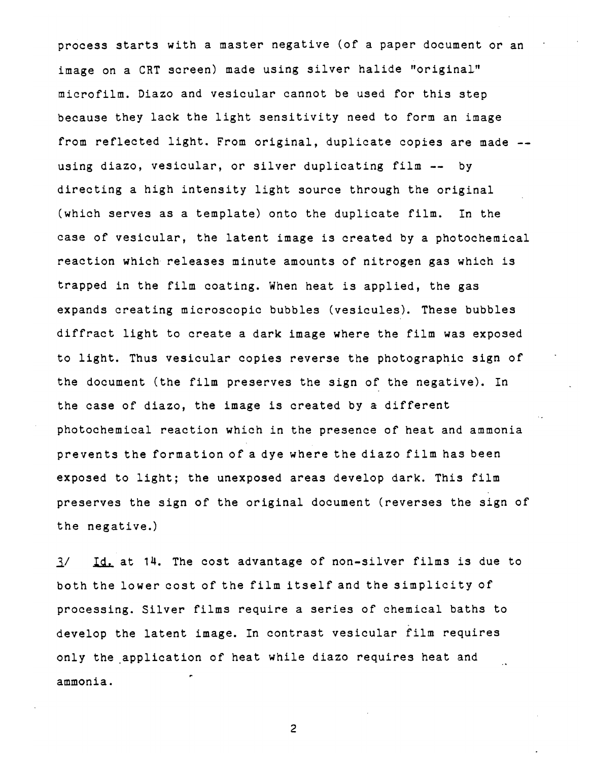process starts with a master negative (of a paper document or an image on a CRT screen) made using silver halide "original" microfilm. Diazo and vesicular cannot be used for this step because they lack the light sensitivity need to form an image from reflected light. From original, duplicate copies are made -- using diazo, vesicular, or silver duplicating film -- by directing a high intensity light source through the original (which serves as a template) onto the duplicate film. In the case of vesicular, the latent image is created by a photochemical reaction which releases minute amounts of nitrogen gas which is trapped in the film coating. When heat is applied, the gas expands creating microscopic bubbles (vesicules). These bubbles diffract light to create a dark image where the film was exposed to light. Thus vesicular copies reverse the photographic sign of the document (the film preserves the sign of the negative). In the case of diazo, the image is created by a different photochemical reaction which in the presence of heat and ammonia prevents the formation of a dye where the diazo film has been exposed to light; the unexposed areas develop dark. This film preserves the sign of the original document (reverses the sign of the negative.)

3/ Id. at 14. The cost advantage of non-silver films is due to both the lower cost of the film itself and the simplicity of processing. Silver films require a series of chemical baths to develop the latent image. In contrast vesicular film requires only the application of heat while diazo requires heat and ammonia.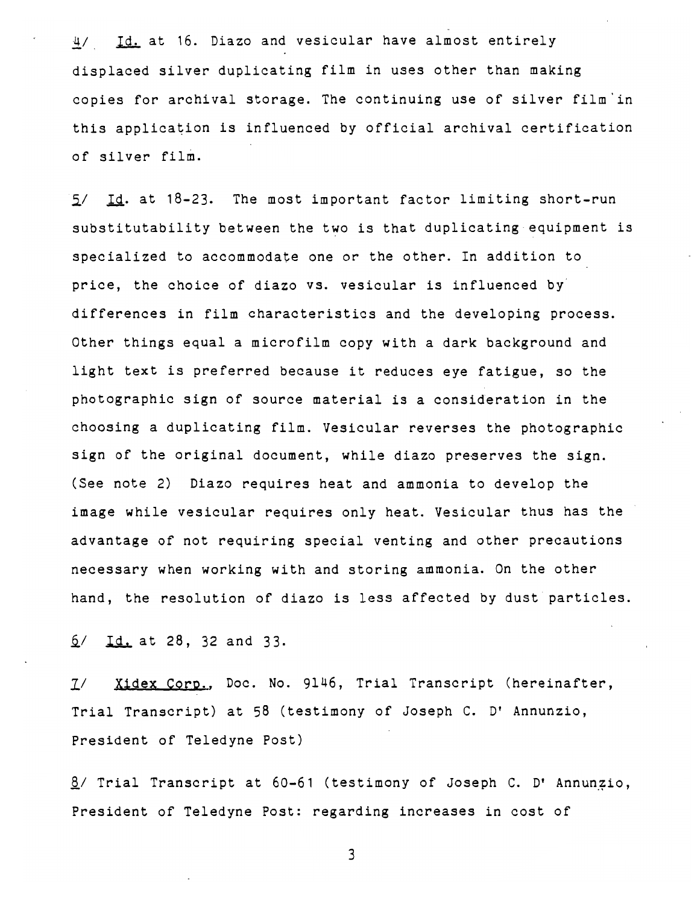4/ *Id.* at 16. Diazo and vesicular have almost entirely displaced silver duplicating film in uses other than making copies for archival storage. The continuing use of silver film in this application is influenced by official archival certification of silver film.

5/ *Id*. at 18-23. The most important factor limiting short-run substitutability between the two is that duplicating equipment is specialized to accommodate one or the other. In addition to price, the choice of diazo vs. vesicular is influenced by differences in film characteristics and the developing process. Other things equal a microfilm copy with a dark background and light text is preferred because it reduces eye fatigue, so the photographic sign of source material is a consideration in the choosing a duplicating film. Vesicular reverses the photographic sign of the original document, while diazo preserves the sign. (See note 2) Diazo requires heat and ammonia to develop the image while vesicular requires only heat. Vesicular thus has the advantage of not requiring special venting and other precautions necessary when working with and storing ammonia. On the other hand, the resolution of diazo is less affected by dust particles.

6/ *Id.* at 28, 32 and 33.

7/ *Xidex Corp.*, Doc. No. 9146, Trial Transcript (hereinafter, Trial Transcript) at 58 (testimony of Joseph C. D' Annunzio, President of Teledyne Post)

8/ Trial Transcript at 60-61 (testimony of Joseph C. D' Annunzio, President of Teledyne Post: regarding increases in cost of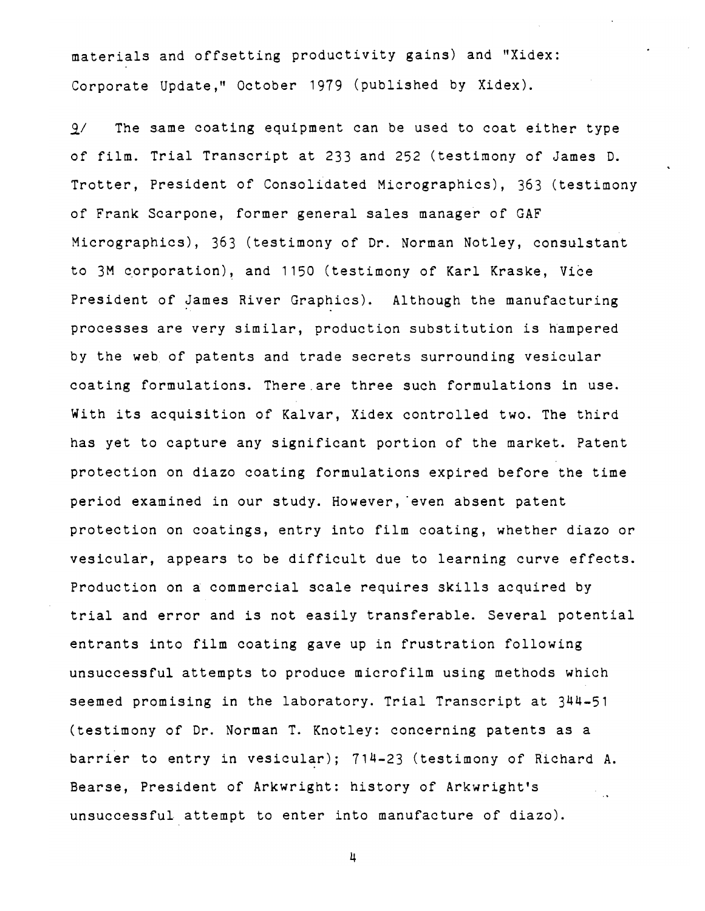materials and offsetting productivity gains) and "Xidex: Corporate Update," October 1979 (published by Xidex).

9/ The same coating equipment can be used to coat either type of film. Trial Transcript at 233 and 252 (testimony of James D. Trotter, President of Consolidated Micrographics), 363 (testimony of Frank Scarpone, former general sales manager of GAF Micrographics), 363 (testimony of Dr. Norman Notley, consulstant to 3M corporation), and 1150 (testimony of Karl Kraske, Vice President of James River Graphics). Although the manufacturing processes are very similar, production substitution is hampered by the web of patents and trade secrets surrounding vesicular coating formulations. There are three such formulations in use. With its acquisition of Kalvar, Xidex controlled two. The third has yet to capture any significant portion of the market. Patent protection on diazo coating formulations expired before the time period examined in our study. However, even absent patent protection on coatings, entry into film coating, whether diazo or vesicular, appears to be difficult due to learning curve effects. Production on a commercial scale requires skills acquired by trial and error and is not easily transferable. Several potential entrants into film coating gave up in frustration following unsuccessful attempts to produce microfilm using methods which seemed promising in the laboratory. Trial Transcript at 344-51 (testimony of Dr. Norman T. Knotley: concerning patents as a barrier to entry in vesicular); 714-23 (testimony of Richard A. Bearse, President of Arkwright: history of Arkwright's unsuccessful attempt to enter into manufacture of diazo).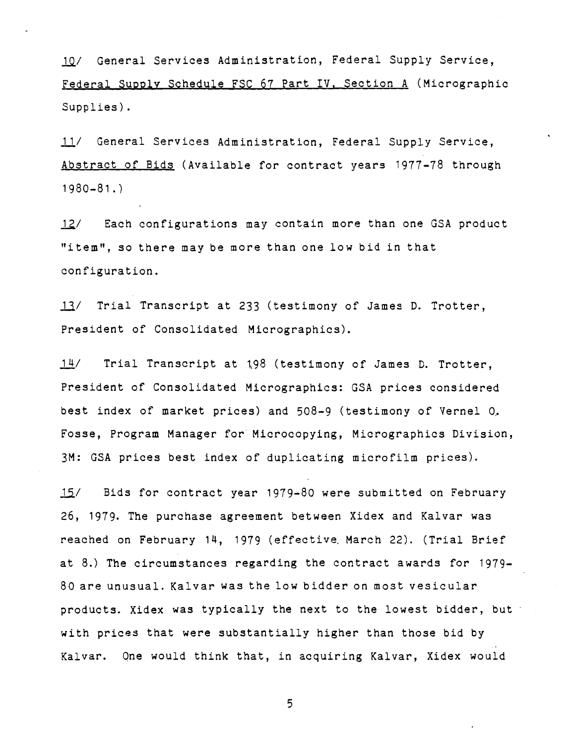10/ General Services Administration, Federal Supply Service, Federal Supply Schedule FSC 67 Part IV, Section A (Micrographic Supplies).

11/ General Services Administration, Federal Supply Service, Abstract of Bids (Available for contract years 1977-78 through 1980-81.)

12/ Each configurations may contain more than one GSA product "item", so there may be more than one low bid in that configuration.

13/ Trial Transcript at 233 (testimony of James D. Trotter, President of Consolidated Micrographics).

14/ Trial Transcript at 198 (testimony of James D. Trotter, President of Consolidated Micrographics: GSA prices considered best index of market prices) and 508-9 (testimony of Vernel O. Fosse, Program Manager for Microcopying, Micrographics Division, 3M: GSA prices best index of duplicating microfilm prices).

15/ Bids for contract year 1979-80 were submitted on February 26, 1979. The purchase agreement between Xidex and Kalvar was reached on February 14, 1979 (effective March 22). (Trial Brief at 8.) The circumstances regarding the contract awards for 1979-80 are unusual. Kalvar was the low bidder on most vesicular products. Xidex was typically the next to the lowest bidder, but with prices that were substantially higher than those bid by Kalvar. One would think that, in acquiring Kalvar, Xidex would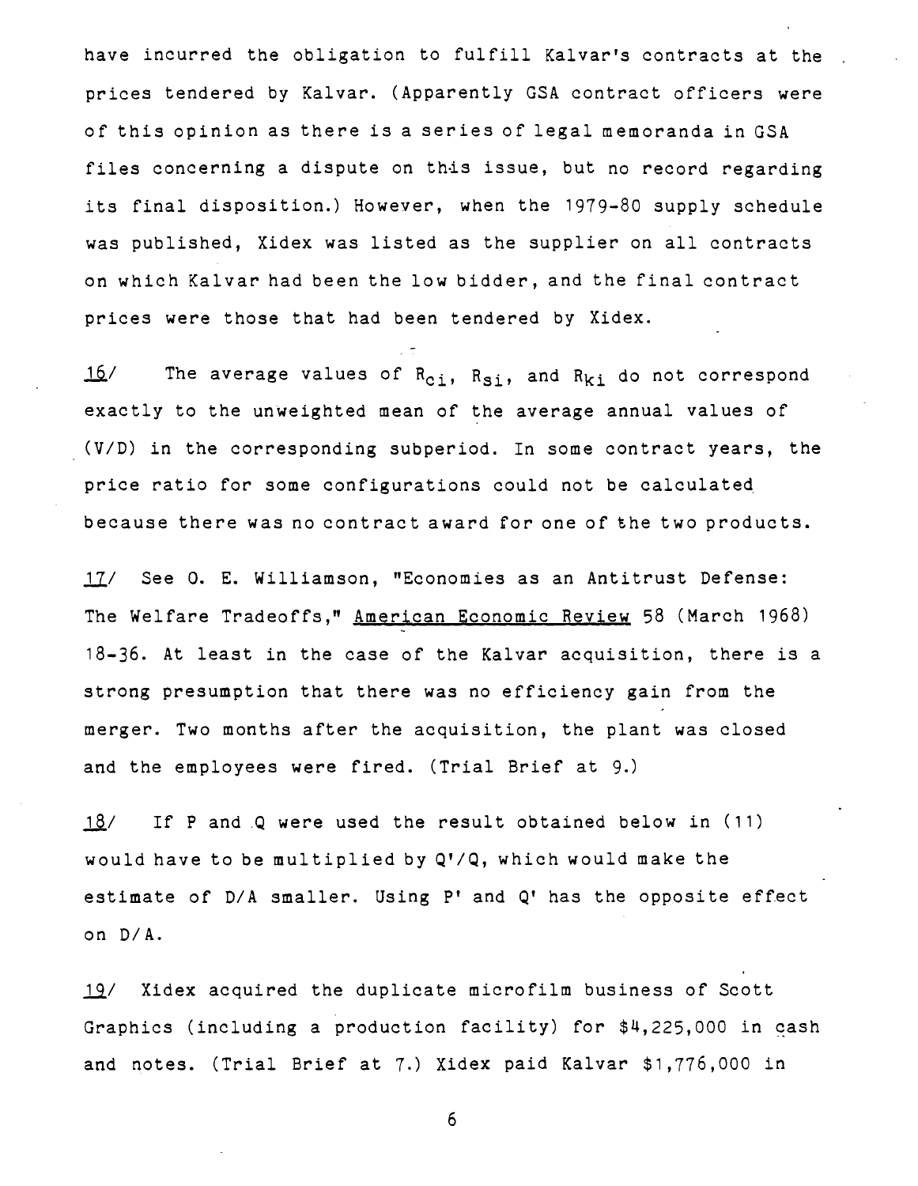have incurred the obligation to fulfill Kalvar's contracts at the prices tendered by Kalvar. (Apparently GSA contract officers were of this opinion as there is a series of legal memoranda in GSA files concerning a dispute on this issue, but no record regarding its final disposition.) However, when the 1979-80 supply schedule was published, Xidex was listed as the supplier on all contracts on which Kalvar had been the low bidder, and the final contract prices were those that had been tendered by Xidex.

16/ The average values of $R_{ci}$, $R_{si}$, and $R_{ki}$ do not correspond exactly to the unweighted mean of the average annual values of (V/D) in the corresponding subperiod. In some contract years, the price ratio for some configurations could not be calculated because there was no contract award for one of the two products.

17/ See O. E. Williamson, "Economies as an Antitrust Defense: The Welfare Tradeoffs," American Economic Review 58 (March 1968) 18-36. At least in the case of the Kalvar acquisition, there is a strong presumption that there was no efficiency gain from the merger. Two months after the acquisition, the plant was closed and the employees were fired. (Trial Brief at 9.)

18/ If P and Q were used the result obtained below in (11) would have to be multiplied by $Q'/Q$, which would make the estimate of D/A smaller. Using P' and Q' has the opposite effect on D/A.

19/ Xidex acquired the duplicate microfilm business of Scott Graphics (including a production facility) for $4,225,000 in cash and notes. (Trial Brief at 7.) Xidex paid Kalvar $1,776,000 in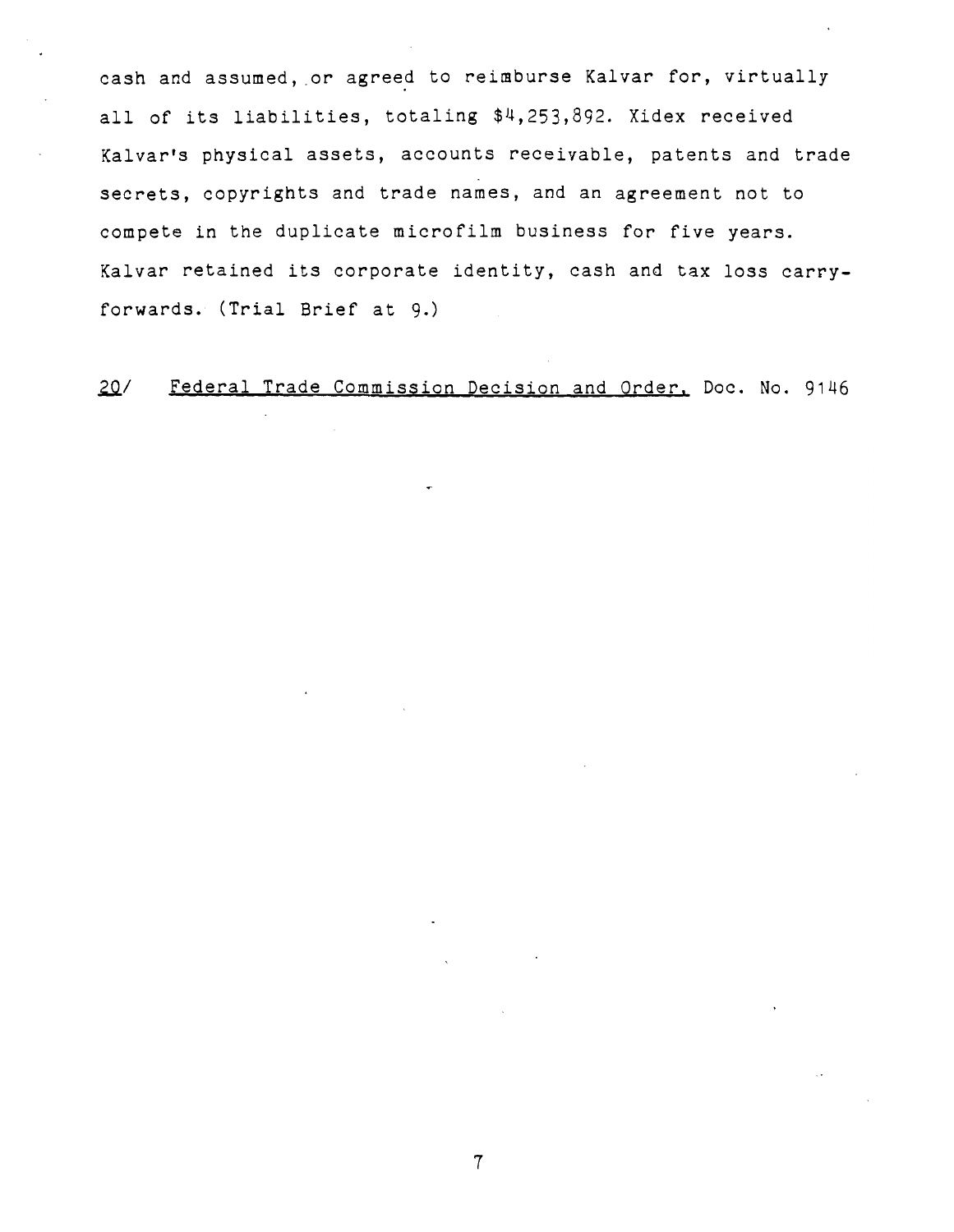cash and assumed, or agreed to reimburse Kalvar for, virtually all of its liabilities, totaling $4,253,892. Xidex received Kalvar's physical assets, accounts receivable, patents and trade secrets, copyrights and trade names, and an agreement not to compete in the duplicate microfilm business for five years. Kalvar retained its corporate identity, cash and tax loss carry-forwards. (Trial Brief at 9.)

20/ Federal Trade Commission Decision and Order, Doc. No. 9146